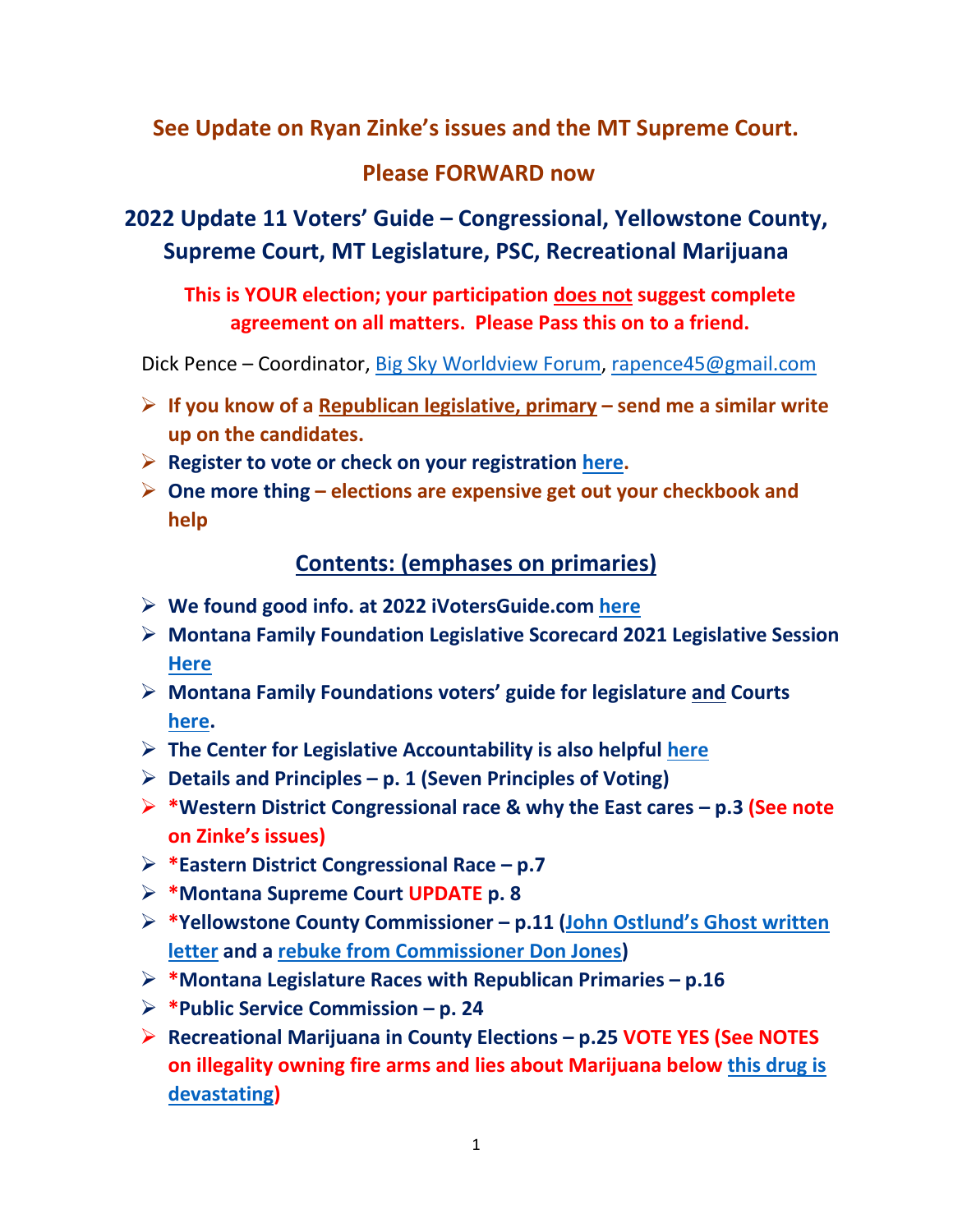## See Update on Ryan Zinke's issues and the MT Supreme Court.

## Please FORWARD now

# 2022 Update 11 Voters' Guide – Congressional, Yellowstone County, Supreme Court, MT Legislature, PSC, Recreational Marijuana

**This is YOUR election; your participation does not suggest complete agreement on all matters. Please Pass this on to a friend.**

Dick Pence – Coordinator, [Big Sky Worldview Forum](), [rapence45@gmail.com]()

- **If you know of a Republican legislative, primary – send me a similar write up on the candidates.**
- **Register to vote or check on your registration [here]().**
- **One more thing – elections are expensive get out your checkbook and help**

## Contents: (emphases on primaries)

- **We found good info. at 2022 iVotersGuide.com [here]()**
- **Montana Family Foundation Legislative Scorecard 2021 Legislative Session [Here]()**
- **Montana Family Foundations voters' guide for legislature and Courts [here]().**
- **The Center for Legislative Accountability is also helpful [here]()**
- **Details and Principles – p. 1 (Seven Principles of Voting)**
- **\*Western District Congressional race & why the East cares – p.3 (See note on Zinke's issues)**
- **\*Eastern District Congressional Race – p.7**
- **\*Montana Supreme Court UPDATE p. 8**
- **\*Yellowstone County Commissioner – p.11 ([John Ostlund's Ghost written letter]() and a [rebuke from Commissioner Don Jones]())**
- **\*Montana Legislature Races with Republican Primaries – p.16**
- **\*Public Service Commission – p. 24**
- **Recreational Marijuana in County Elections – p.25 VOTE YES (See NOTES on illegality owning fire arms and lies about Marijuana below [this drug is devastating]())**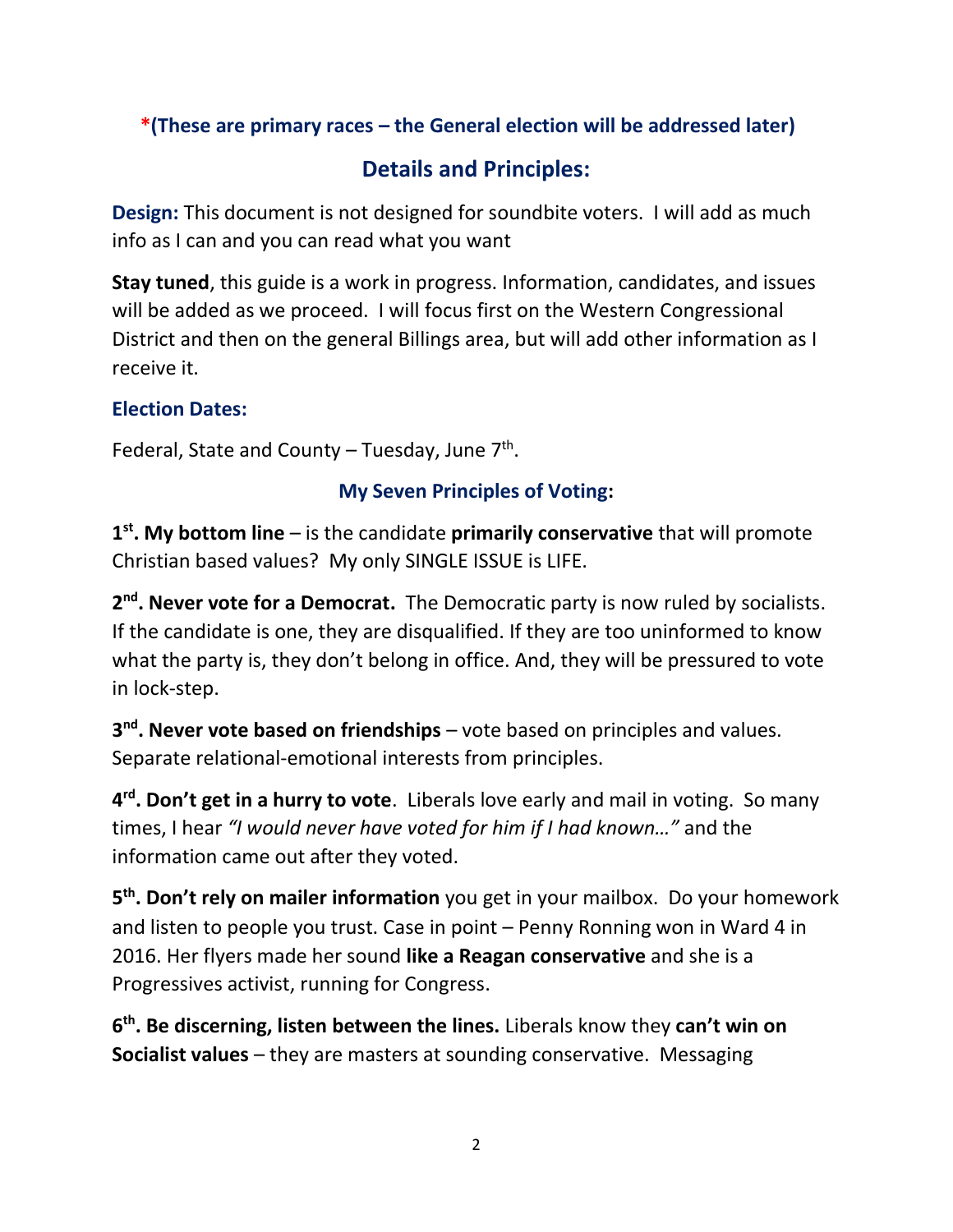**\*(These are primary races – the General election will be addressed later)**

## Details and Principles:

**Design:** This document is not designed for soundbite voters. I will add as much info as I can and you can read what you want

**Stay tuned**, this guide is a work in progress. Information, candidates, and issues will be added as we proceed. I will focus first on the Western Congressional District and then on the general Billings area, but will add other information as I receive it.

**Election Dates:**

Federal, State and County – Tuesday, June 7th.

### My Seven Principles of Voting:

**1st. My bottom line** – is the candidate **primarily conservative** that will promote Christian based values? My only SINGLE ISSUE is LIFE.

**2nd. Never vote for a Democrat.** The Democratic party is now ruled by socialists. If the candidate is one, they are disqualified. If they are too uninformed to know what the party is, they don't belong in office. And, they will be pressured to vote in lock-step.

**3rd. Never vote based on friendships** – vote based on principles and values. Separate relational-emotional interests from principles.

**4th. Don't get in a hurry to vote**. Liberals love early and mail in voting. So many times, I hear *"I would never have voted for him if I had known…"* and the information came out after they voted.

**5th. Don't rely on mailer information** you get in your mailbox. Do your homework and listen to people you trust. Case in point – Penny Ronning won in Ward 4 in 2016. Her flyers made her sound **like a Reagan conservative** and she is a Progressives activist, running for Congress.

**6th. Be discerning, listen between the lines.** Liberals know they **can't win on Socialist values** – they are masters at sounding conservative. Messaging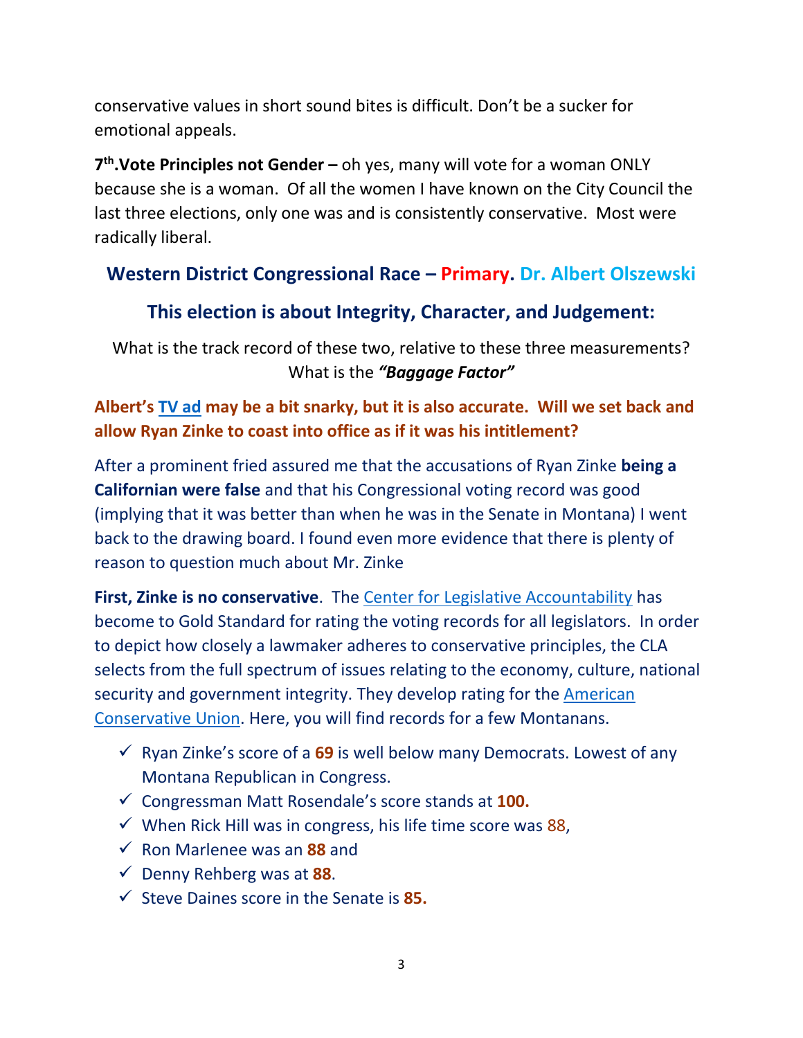conservative values in short sound bites is difficult. Don't be a sucker for emotional appeals.

**7th. Vote Principles not Gender –** oh yes, many will vote for a woman ONLY because she is a woman. Of all the women I have known on the City Council the last three elections, only one was and is consistently conservative. Most were radically liberal.

## Western District Congressional Race – Primary. Dr. Albert Olszewski

### This election is about Integrity, Character, and Judgement:

What is the track record of these two, relative to these three measurements? What is the ***"Baggage Factor"***

**Albert's TV ad may be a bit snarky, but it is also accurate. Will we set back and allow Ryan Zinke to coast into office as if it was his intitlement?**

After a prominent fried assured me that the accusations of Ryan Zinke **being a Californian were false** and that his Congressional voting record was good (implying that it was better than when he was in the Senate in Montana) I went back to the drawing board. I found even more evidence that there is plenty of reason to question much about Mr. Zinke

**First, Zinke is no conservative**. The Center for Legislative Accountability has become to Gold Standard for rating the voting records for all legislators. In order to depict how closely a lawmaker adheres to conservative principles, the CLA selects from the full spectrum of issues relating to the economy, culture, national security and government integrity. They develop rating for the American Conservative Union. Here, you will find records for a few Montanans.

- ✓ Ryan Zinke's score of a **69** is well below many Democrats. Lowest of any Montana Republican in Congress.
- ✓ Congressman Matt Rosendale's score stands at **100.**
- ✓ When Rick Hill was in congress, his life time score was 88,
- ✓ Ron Marlenee was an **88** and
- ✓ Denny Rehberg was at **88**.
- ✓ Steve Daines score in the Senate is **85.**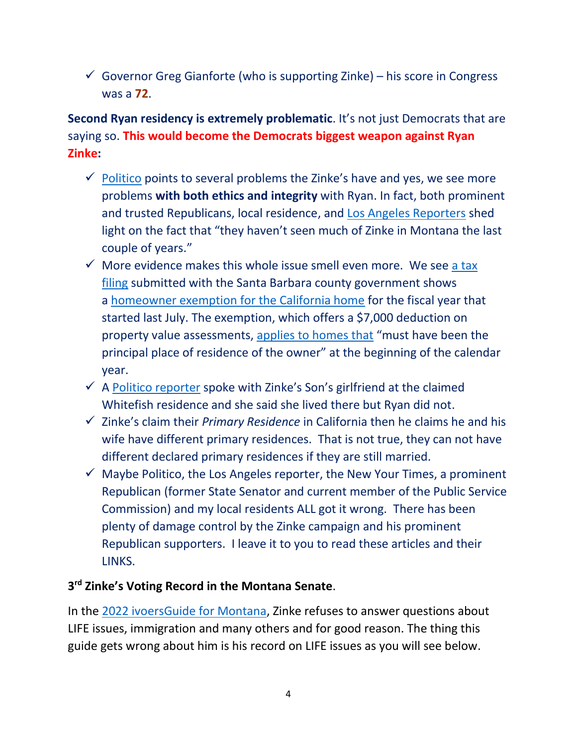- ✓ Governor Greg Gianforte (who is supporting Zinke) – his score in Congress was a **72**.

**Second Ryan residency is extremely problematic**. It's not just Democrats that are saying so. **This would become the Democrats biggest weapon against Ryan Zinke:**

- ✓ Politico points to several problems the Zinke's have and yes, we see more problems **with both ethics and integrity** with Ryan. In fact, both prominent and trusted Republicans, local residence, and Los Angeles Reporters shed light on the fact that "they haven't seen much of Zinke in Montana the last couple of years."
- ✓ More evidence makes this whole issue smell even more. We see a tax filing submitted with the Santa Barbara county government shows a homeowner exemption for the California home for the fiscal year that started last July. The exemption, which offers a $7,000 deduction on property value assessments, applies to homes that "must have been the principal place of residence of the owner" at the beginning of the calendar year.
- ✓ A Politico reporter spoke with Zinke's Son's girlfriend at the claimed Whitefish residence and she said she lived there but Ryan did not.
- ✓ Zinke's claim their *Primary Residence* in California then he claims he and his wife have different primary residences. That is not true, they can not have different declared primary residences if they are still married.
- ✓ Maybe Politico, the Los Angeles reporter, the New Your Times, a prominent Republican (former State Senator and current member of the Public Service Commission) and my local residents ALL got it wrong. There has been plenty of damage control by the Zinke campaign and his prominent Republican supporters. I leave it to you to read these articles and their LINKS.

**3rd Zinke's Voting Record in the Montana Senate**.

In the 2022 ivoersGuide for Montana, Zinke refuses to answer questions about LIFE issues, immigration and many others and for good reason. The thing this guide gets wrong about him is his record on LIFE issues as you will see below.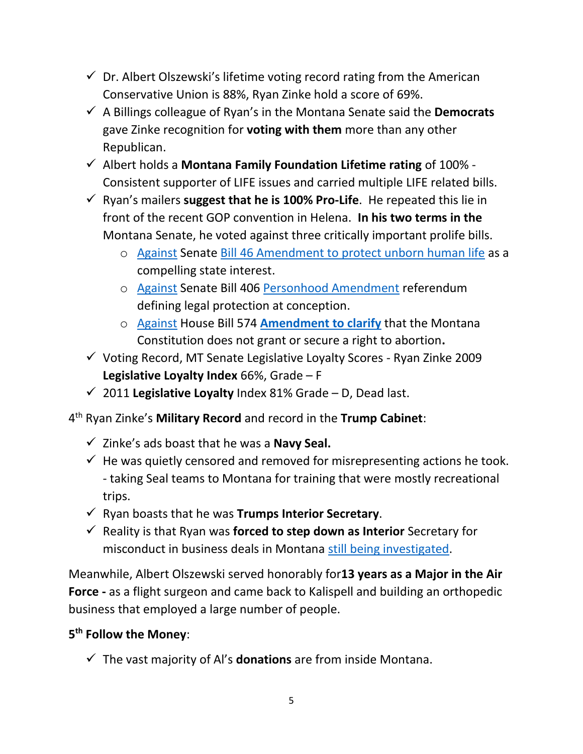- ✓ Dr. Albert Olszewski's lifetime voting record rating from the American Conservative Union is 88%, Ryan Zinke hold a score of 69%.
- ✓ A Billings colleague of Ryan's in the Montana Senate said the **Democrats** gave Zinke recognition for **voting with them** more than any other Republican.
- ✓ Albert holds a **Montana Family Foundation Lifetime rating** of 100% - Consistent supporter of LIFE issues and carried multiple LIFE related bills.
- ✓ Ryan's mailers **suggest that he is 100% Pro-Life**. He repeated this lie in front of the recent GOP convention in Helena. **In his two terms in the** Montana Senate, he voted against three critically important prolife bills.
  - Against Senate Bill 46 Amendment to protect unborn human life as a compelling state interest.
  - Against Senate Bill 406 Personhood Amendment referendum defining legal protection at conception.
  - Against House Bill 574 **Amendment to clarify** that the Montana Constitution does not grant or secure a right to abortion**.**
- ✓ Voting Record, MT Senate Legislative Loyalty Scores - Ryan Zinke 2009 **Legislative Loyalty Index** 66%, Grade – F
- ✓ 2011 **Legislative Loyalty** Index 81% Grade – D, Dead last.

4th Ryan Zinke's **Military Record** and record in the **Trump Cabinet**:

- ✓ Zinke's ads boast that he was a **Navy Seal.**
- ✓ He was quietly censored and removed for misrepresenting actions he took. - taking Seal teams to Montana for training that were mostly recreational trips.
- ✓ Ryan boasts that he was **Trumps Interior Secretary**.
- ✓ Reality is that Ryan was **forced to step down as Interior** Secretary for misconduct in business deals in Montana still being investigated.

Meanwhile, Albert Olszewski served honorably for**13 years as a Major in the Air Force -** as a flight surgeon and came back to Kalispell and building an orthopedic business that employed a large number of people.

**5th Follow the Money**:

- ✓ The vast majority of Al's **donations** are from inside Montana.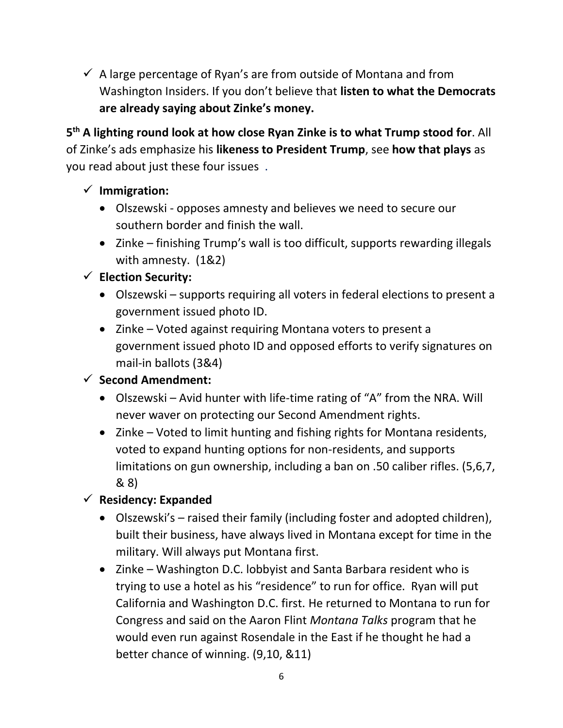- ✓ A large percentage of Ryan's are from outside of Montana and from Washington Insiders. If you don't believe that **listen to what the Democrats are already saying about Zinke's money.**

**5th A lighting round look at how close Ryan Zinke is to what Trump stood for**. All of Zinke's ads emphasize his **likeness to President Trump**, see **how that plays** as you read about just these four issues .

- ✓ **Immigration:**
  - Olszewski - opposes amnesty and believes we need to secure our southern border and finish the wall.
  - Zinke – finishing Trump's wall is too difficult, supports rewarding illegals with amnesty. (1&2)
- ✓ **Election Security:**
  - Olszewski – supports requiring all voters in federal elections to present a government issued photo ID.
  - Zinke – Voted against requiring Montana voters to present a government issued photo ID and opposed efforts to verify signatures on mail-in ballots (3&4)
- ✓ **Second Amendment:**
  - Olszewski – Avid hunter with life-time rating of "A" from the NRA. Will never waver on protecting our Second Amendment rights.
  - Zinke – Voted to limit hunting and fishing rights for Montana residents, voted to expand hunting options for non-residents, and supports limitations on gun ownership, including a ban on .50 caliber rifles. (5,6,7, & 8)
- ✓ **Residency: Expanded**
  - Olszewski's – raised their family (including foster and adopted children), built their business, have always lived in Montana except for time in the military. Will always put Montana first.
  - Zinke – Washington D.C. lobbyist and Santa Barbara resident who is trying to use a hotel as his "residence" to run for office. Ryan will put California and Washington D.C. first. He returned to Montana to run for Congress and said on the Aaron Flint *Montana Talks* program that he would even run against Rosendale in the East if he thought he had a better chance of winning. (9,10, &11)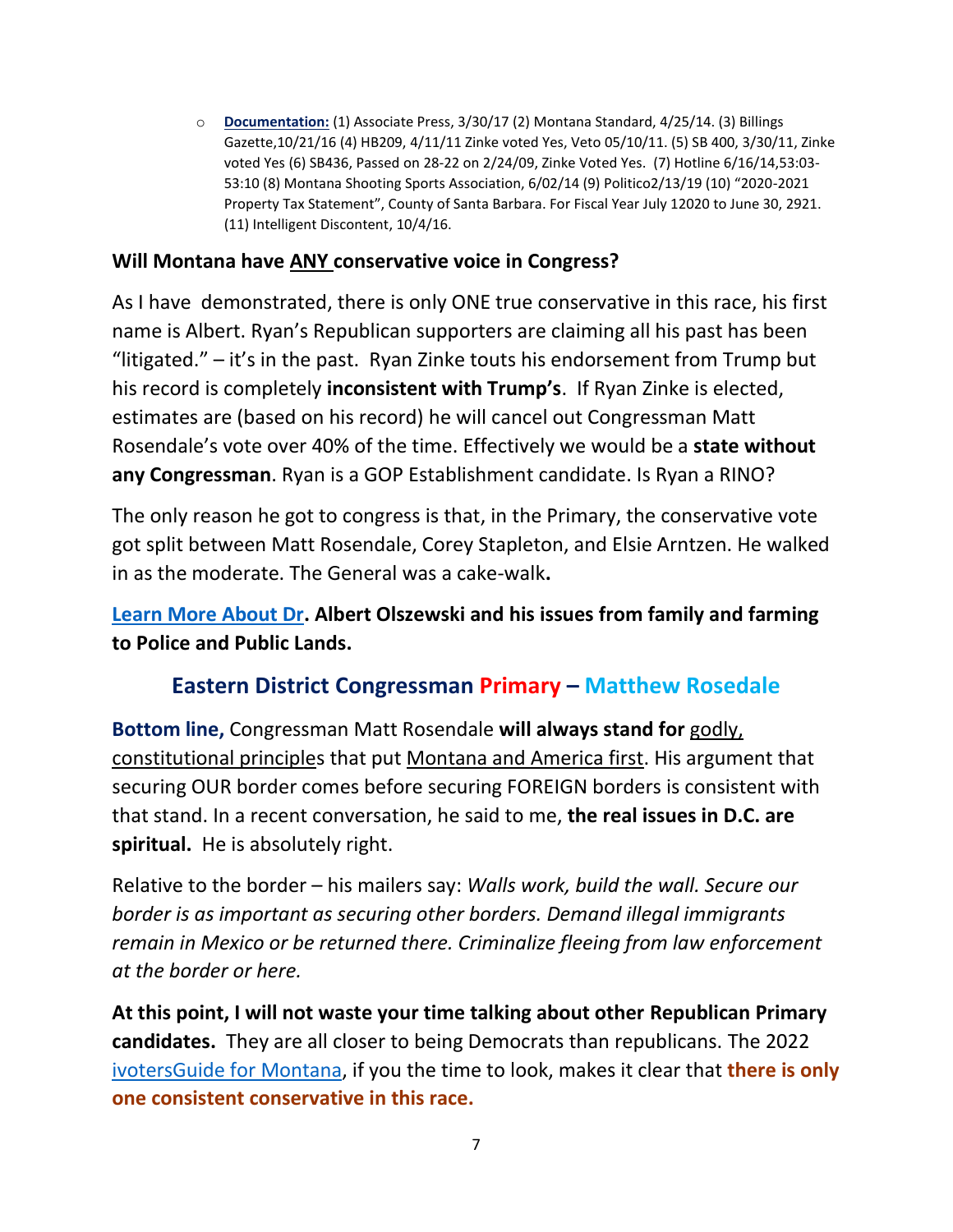- **Documentation:** (1) Associate Press, 3/30/17 (2) Montana Standard, 4/25/14. (3) Billings Gazette,10/21/16 (4) HB209, 4/11/11 Zinke voted Yes, Veto 05/10/11. (5) SB 400, 3/30/11, Zinke voted Yes (6) SB436, Passed on 28-22 on 2/24/09, Zinke Voted Yes. (7) Hotline 6/16/14,53:03-53:10 (8) Montana Shooting Sports Association, 6/02/14 (9) Politico2/13/19 (10) "2020-2021 Property Tax Statement", County of Santa Barbara. For Fiscal Year July 12020 to June 30, 2921. (11) Intelligent Discontent, 10/4/16.

### Will Montana have ANY conservative voice in Congress?

As I have demonstrated, there is only ONE true conservative in this race, his first name is Albert. Ryan's Republican supporters are claiming all his past has been "litigated." – it's in the past. Ryan Zinke touts his endorsement from Trump but his record is completely **inconsistent with Trump's**. If Ryan Zinke is elected, estimates are (based on his record) he will cancel out Congressman Matt Rosendale's vote over 40% of the time. Effectively we would be a **state without any Congressman**. Ryan is a GOP Establishment candidate. Is Ryan a RINO?

The only reason he got to congress is that, in the Primary, the conservative vote got split between Matt Rosendale, Corey Stapleton, and Elsie Arntzen. He walked in as the moderate. The General was a cake-walk**.**

Learn More About Dr**. Albert Olszewski and his issues from family and farming to Police and Public Lands.**

## Eastern District Congressman Primary – Matthew Rosedale

**Bottom line,** Congressman Matt Rosendale **will always stand for** godly, constitutional principles that put Montana and America first. His argument that securing OUR border comes before securing FOREIGN borders is consistent with that stand. In a recent conversation, he said to me, **the real issues in D.C. are spiritual.** He is absolutely right.

Relative to the border – his mailers say: *Walls work, build the wall. Secure our border is as important as securing other borders. Demand illegal immigrants remain in Mexico or be returned there. Criminalize fleeing from law enforcement at the border or here.*

**At this point, I will not waste your time talking about other Republican Primary candidates.** They are all closer to being Democrats than republicans. The 2022 ivotersGuide for Montana, if you the time to look, makes it clear that **there is only one consistent conservative in this race.**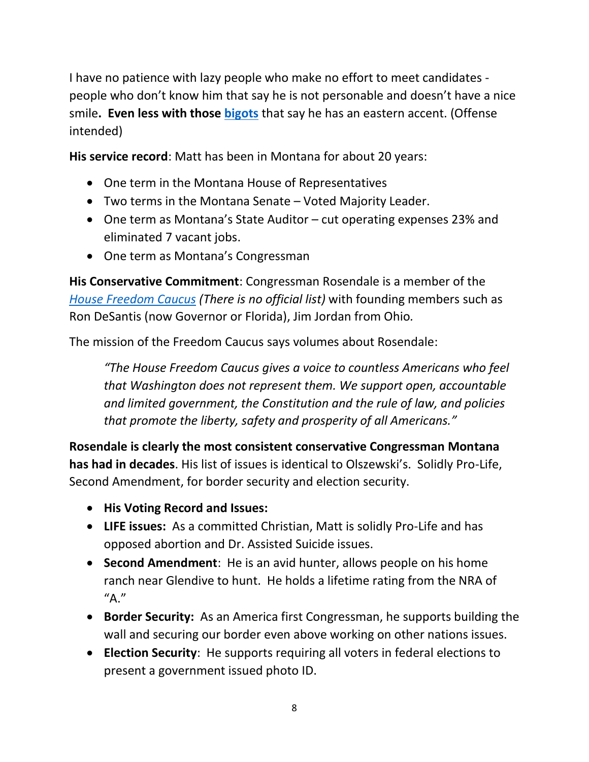I have no patience with lazy people who make no effort to meet candidates - people who don't know him that say he is not personable and doesn't have a nice smile**. Even less with those bigots** that say he has an eastern accent. (Offense intended)

**His service record**: Matt has been in Montana for about 20 years:

- One term in the Montana House of Representatives
- Two terms in the Montana Senate – Voted Majority Leader.
- One term as Montana's State Auditor – cut operating expenses 23% and eliminated 7 vacant jobs.
- One term as Montana's Congressman

**His Conservative Commitment**: Congressman Rosendale is a member of the *House Freedom Caucus (There is no official list)* with founding members such as Ron DeSantis (now Governor or Florida), Jim Jordan from Ohio*.*

The mission of the Freedom Caucus says volumes about Rosendale:

> *"The House Freedom Caucus gives a voice to countless Americans who feel that Washington does not represent them. We support open, accountable and limited government, the Constitution and the rule of law, and policies that promote the liberty, safety and prosperity of all Americans."*

**Rosendale is clearly the most consistent conservative Congressman Montana has had in decades**. His list of issues is identical to Olszewski's. Solidly Pro-Life, Second Amendment, for border security and election security.

- **His Voting Record and Issues:**
- **LIFE issues:** As a committed Christian, Matt is solidly Pro-Life and has opposed abortion and Dr. Assisted Suicide issues.
- **Second Amendment**: He is an avid hunter, allows people on his home ranch near Glendive to hunt. He holds a lifetime rating from the NRA of "A."
- **Border Security:** As an America first Congressman, he supports building the wall and securing our border even above working on other nations issues.
- **Election Security**: He supports requiring all voters in federal elections to present a government issued photo ID.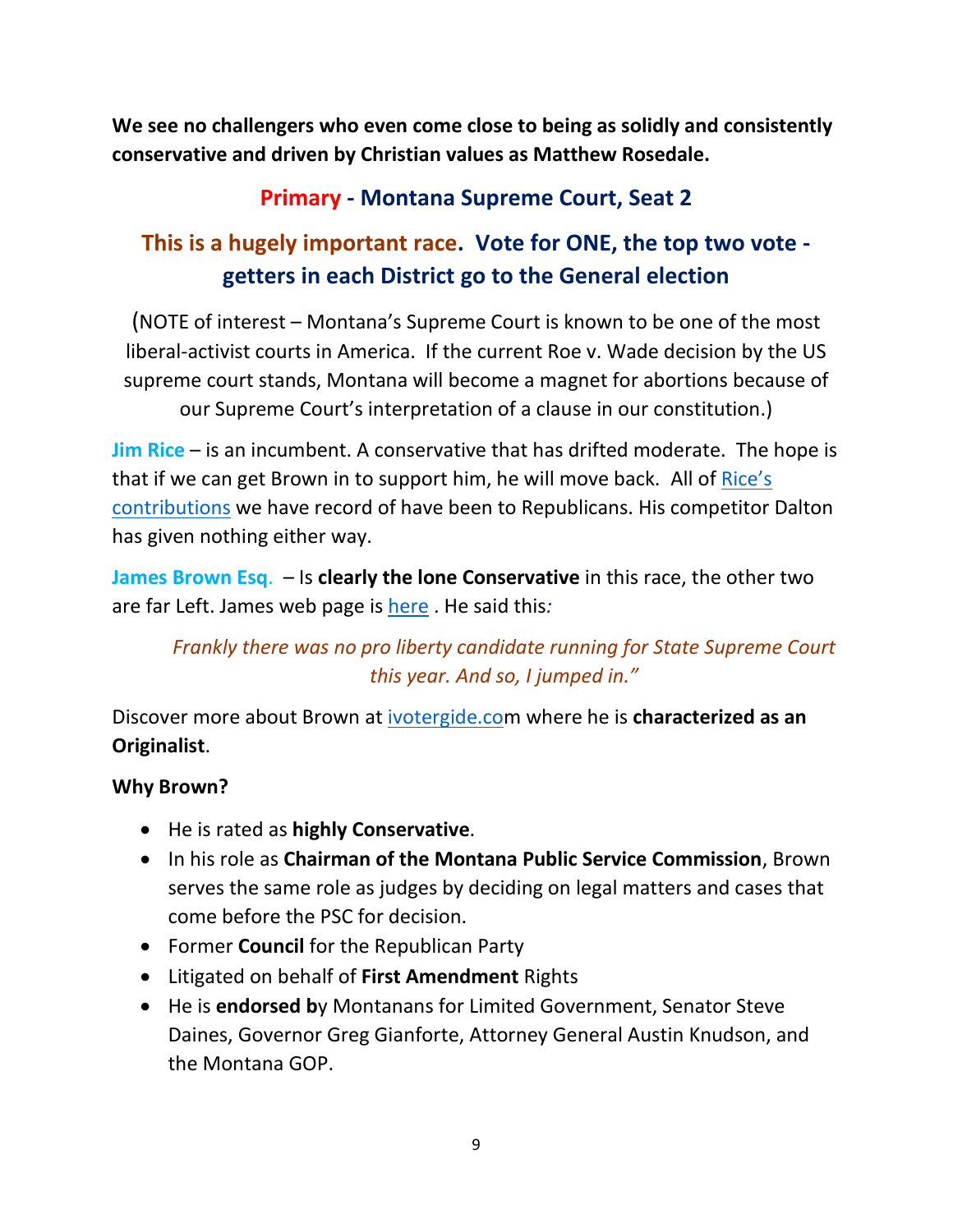**We see no challengers who even come close to being as solidly and consistently conservative and driven by Christian values as Matthew Rosedale.**

## Primary - Montana Supreme Court, Seat 2

## This is a hugely important race. Vote for ONE, the top two vote - getters in each District go to the General election

(NOTE of interest – Montana's Supreme Court is known to be one of the most liberal-activist courts in America. If the current Roe v. Wade decision by the US supreme court stands, Montana will become a magnet for abortions because of our Supreme Court's interpretation of a clause in our constitution.)

**Jim Rice** – is an incumbent. A conservative that has drifted moderate. The hope is that if we can get Brown in to support him, he will move back. All of Rice's contributions we have record of have been to Republicans. His competitor Dalton has given nothing either way.

**James Brown Esq.** – Is **clearly the lone Conservative** in this race, the other two are far Left. James web page is here . He said this*:*

> *Frankly there was no pro liberty candidate running for State Supreme Court this year. And so, I jumped in."*

Discover more about Brown at ivotergide.com where he is **characterized as an Originalist**.

**Why Brown?**

- He is rated as **highly Conservative**.
- In his role as **Chairman of the Montana Public Service Commission**, Brown serves the same role as judges by deciding on legal matters and cases that come before the PSC for decision.
- Former **Council** for the Republican Party
- Litigated on behalf of **First Amendment** Rights
- He is **endorsed b**y Montanans for Limited Government, Senator Steve Daines, Governor Greg Gianforte, Attorney General Austin Knudson, and the Montana GOP.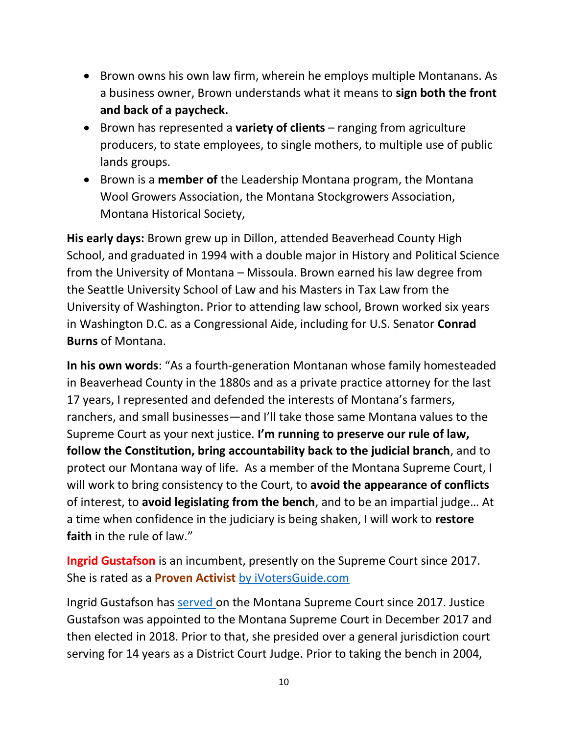- Brown owns his own law firm, wherein he employs multiple Montanans. As a business owner, Brown understands what it means to **sign both the front and back of a paycheck.**
- Brown has represented a **variety of clients** – ranging from agriculture producers, to state employees, to single mothers, to multiple use of public lands groups.
- Brown is a **member of** the Leadership Montana program, the Montana Wool Growers Association, the Montana Stockgrowers Association, Montana Historical Society,

**His early days:** Brown grew up in Dillon, attended Beaverhead County High School, and graduated in 1994 with a double major in History and Political Science from the University of Montana – Missoula. Brown earned his law degree from the Seattle University School of Law and his Masters in Tax Law from the University of Washington. Prior to attending law school, Brown worked six years in Washington D.C. as a Congressional Aide, including for U.S. Senator **Conrad Burns** of Montana.

**In his own words**: "As a fourth-generation Montanan whose family homesteaded in Beaverhead County in the 1880s and as a private practice attorney for the last 17 years, I represented and defended the interests of Montana's farmers, ranchers, and small businesses—and I'll take those same Montana values to the Supreme Court as your next justice. **I'm running to preserve our rule of law, follow the Constitution, bring accountability back to the judicial branch**, and to protect our Montana way of life. As a member of the Montana Supreme Court, I will work to bring consistency to the Court, to **avoid the appearance of conflicts** of interest, to **avoid legislating from the bench**, and to be an impartial judge… At a time when confidence in the judiciary is being shaken, I will work to **restore faith** in the rule of law."

**Ingrid Gustafson** is an incumbent, presently on the Supreme Court since 2017. She is rated as a **Proven Activist** [by iVotersGuide.com]

Ingrid Gustafson has [served] on the Montana Supreme Court since 2017. Justice Gustafson was appointed to the Montana Supreme Court in December 2017 and then elected in 2018. Prior to that, she presided over a general jurisdiction court serving for 14 years as a District Court Judge. Prior to taking the bench in 2004,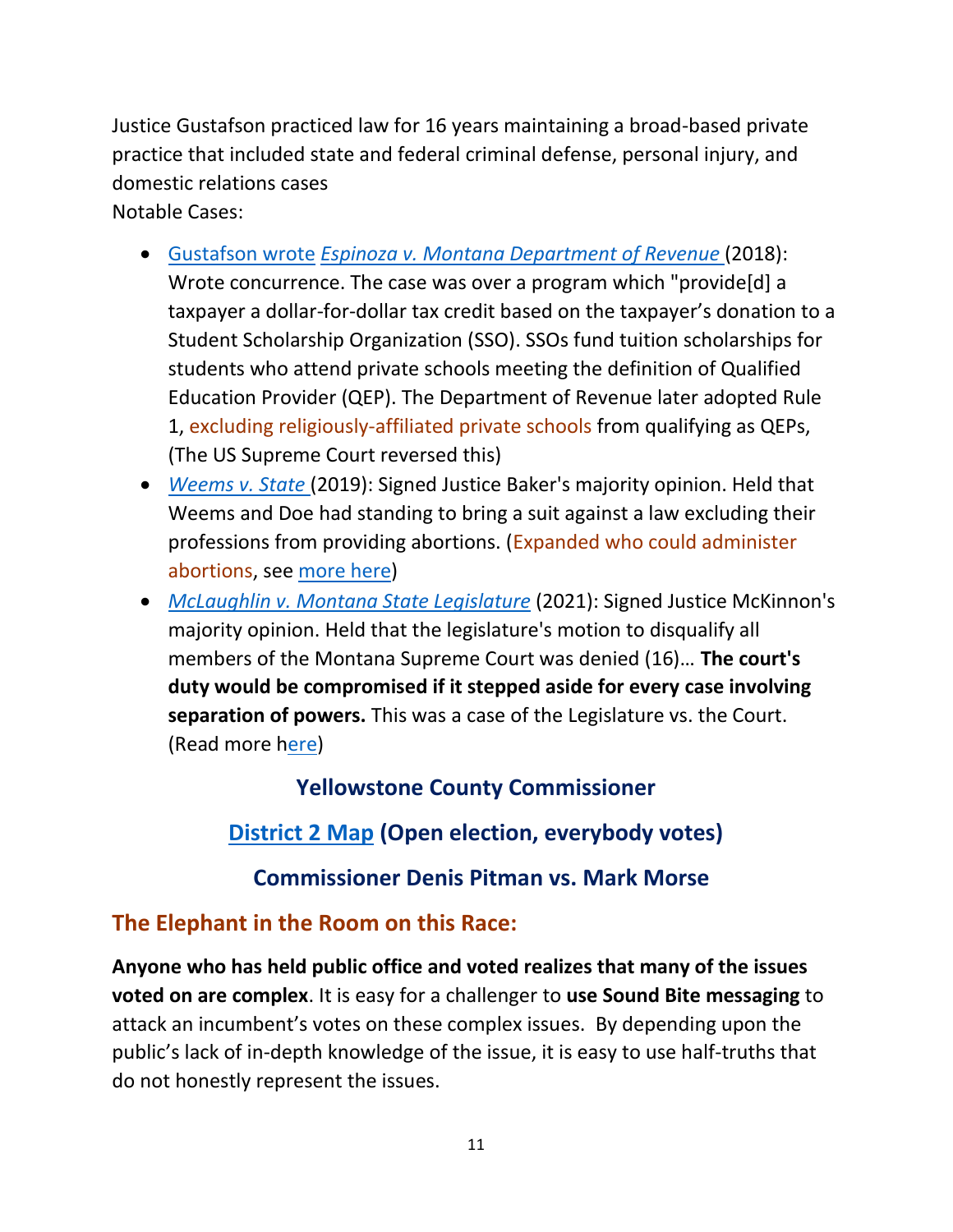Justice Gustafson practiced law for 16 years maintaining a broad-based private practice that included state and federal criminal defense, personal injury, and domestic relations cases

Notable Cases:

- Gustafson wrote *Espinoza v. Montana Department of Revenue* (2018): Wrote concurrence. The case was over a program which "provide[d] a taxpayer a dollar-for-dollar tax credit based on the taxpayer's donation to a Student Scholarship Organization (SSO). SSOs fund tuition scholarships for students who attend private schools meeting the definition of Qualified Education Provider (QEP). The Department of Revenue later adopted Rule 1, excluding religiously-affiliated private schools from qualifying as QEPs, (The US Supreme Court reversed this)
- *Weems v. State* (2019): Signed Justice Baker's majority opinion. Held that Weems and Doe had standing to bring a suit against a law excluding their professions from providing abortions. (Expanded who could administer abortions, see more here)
- *McLaughlin v. Montana State Legislature* (2021): Signed Justice McKinnon's majority opinion. Held that the legislature's motion to disqualify all members of the Montana Supreme Court was denied (16)… **The court's duty would be compromised if it stepped aside for every case involving separation of powers.** This was a case of the Legislature vs. the Court. (Read more here)

## Yellowstone County Commissioner

## District 2 Map (Open election, everybody votes)

## Commissioner Denis Pitman vs. Mark Morse

### The Elephant in the Room on this Race:

**Anyone who has held public office and voted realizes that many of the issues voted on are complex**. It is easy for a challenger to **use Sound Bite messaging** to attack an incumbent's votes on these complex issues. By depending upon the public's lack of in-depth knowledge of the issue, it is easy to use half-truths that do not honestly represent the issues.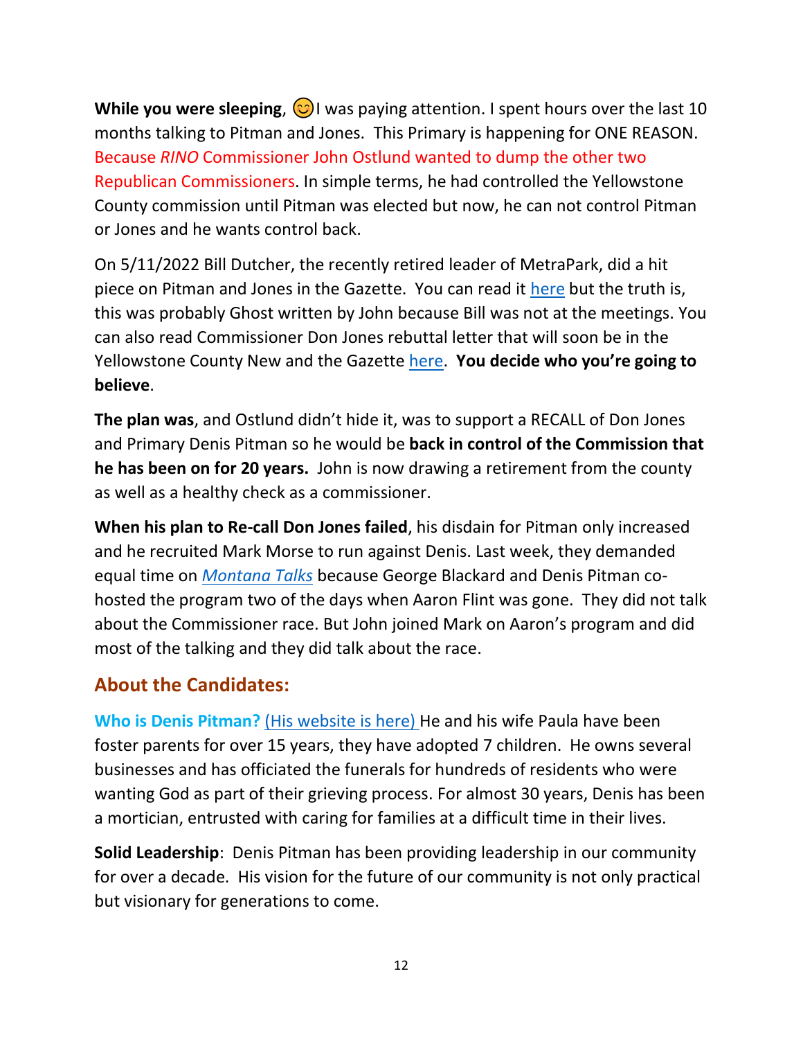**While you were sleeping**, 😊I was paying attention. I spent hours over the last 10 months talking to Pitman and Jones. This Primary is happening for ONE REASON. Because *RINO* Commissioner John Ostlund wanted to dump the other two Republican Commissioners. In simple terms, he had controlled the Yellowstone County commission until Pitman was elected but now, he can not control Pitman or Jones and he wants control back.

On 5/11/2022 Bill Dutcher, the recently retired leader of MetraPark, did a hit piece on Pitman and Jones in the Gazette. You can read it here but the truth is, this was probably Ghost written by John because Bill was not at the meetings. You can also read Commissioner Don Jones rebuttal letter that will soon be in the Yellowstone County New and the Gazette here. **You decide who you're going to believe**.

**The plan was**, and Ostlund didn't hide it, was to support a RECALL of Don Jones and Primary Denis Pitman so he would be **back in control of the Commission that he has been on for 20 years.** John is now drawing a retirement from the county as well as a healthy check as a commissioner.

**When his plan to Re-call Don Jones failed**, his disdain for Pitman only increased and he recruited Mark Morse to run against Denis. Last week, they demanded equal time on *Montana Talks* because George Blackard and Denis Pitman co-hosted the program two of the days when Aaron Flint was gone. They did not talk about the Commissioner race. But John joined Mark on Aaron's program and did most of the talking and they did talk about the race.

## About the Candidates:

**Who is Denis Pitman?** (His website is here) He and his wife Paula have been foster parents for over 15 years, they have adopted 7 children. He owns several businesses and has officiated the funerals for hundreds of residents who were wanting God as part of their grieving process. For almost 30 years, Denis has been a mortician, entrusted with caring for families at a difficult time in their lives.

**Solid Leadership**: Denis Pitman has been providing leadership in our community for over a decade. His vision for the future of our community is not only practical but visionary for generations to come.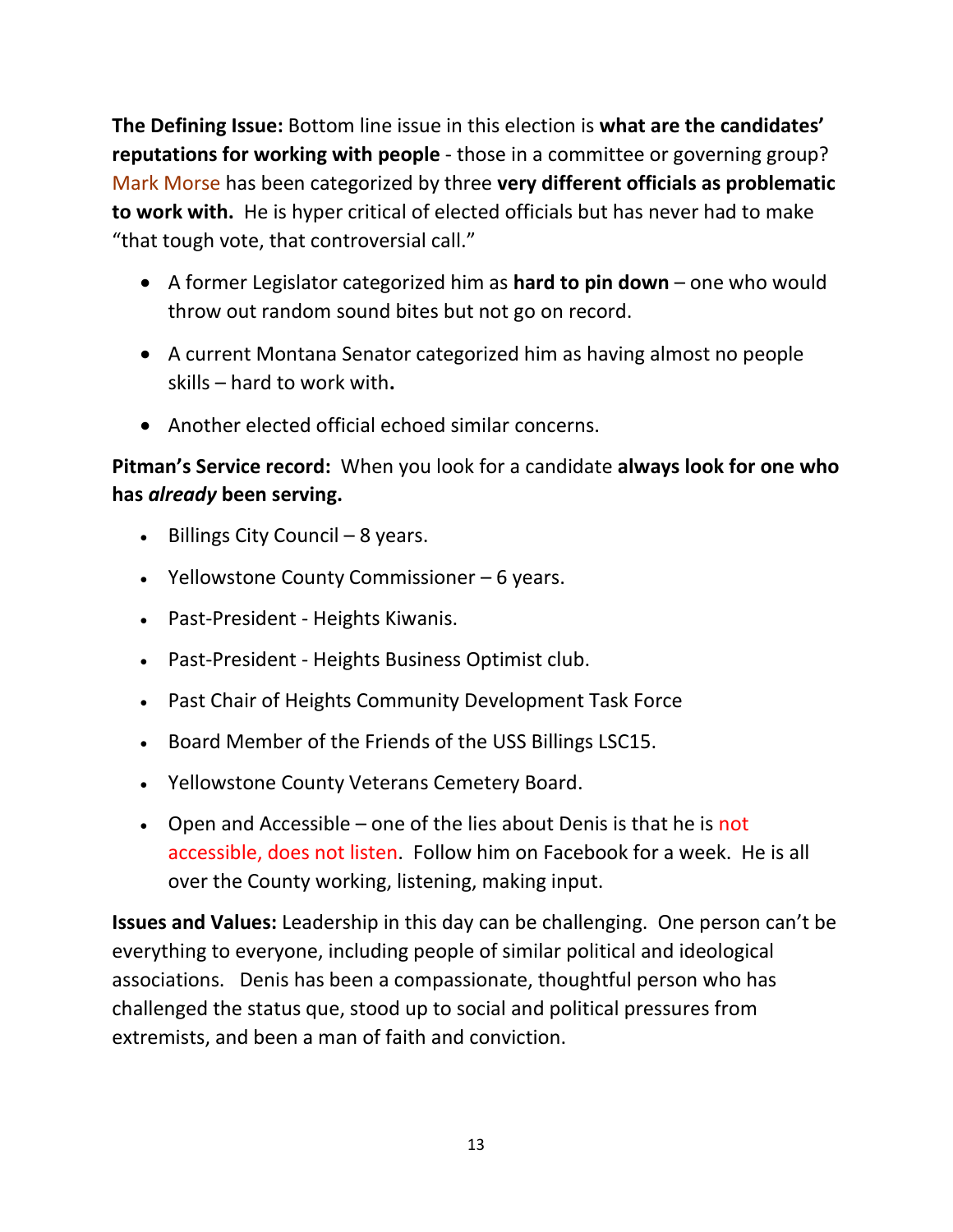**The Defining Issue:** Bottom line issue in this election is **what are the candidates' reputations for working with people** - those in a committee or governing group? Mark Morse has been categorized by three **very different officials as problematic to work with.** He is hyper critical of elected officials but has never had to make "that tough vote, that controversial call."

- A former Legislator categorized him as **hard to pin down** – one who would throw out random sound bites but not go on record.
- A current Montana Senator categorized him as having almost no people skills – hard to work with**.**
- Another elected official echoed similar concerns.

**Pitman's Service record:** When you look for a candidate **always look for one who has *already* been serving.**

- Billings City Council – 8 years.
- Yellowstone County Commissioner – 6 years.
- Past-President - Heights Kiwanis.
- Past-President - Heights Business Optimist club.
- Past Chair of Heights Community Development Task Force
- Board Member of the Friends of the USS Billings LSC15.
- Yellowstone County Veterans Cemetery Board.
- Open and Accessible – one of the lies about Denis is that he is not accessible, does not listen. Follow him on Facebook for a week. He is all over the County working, listening, making input.

**Issues and Values:** Leadership in this day can be challenging. One person can't be everything to everyone, including people of similar political and ideological associations. Denis has been a compassionate, thoughtful person who has challenged the status que, stood up to social and political pressures from extremists, and been a man of faith and conviction.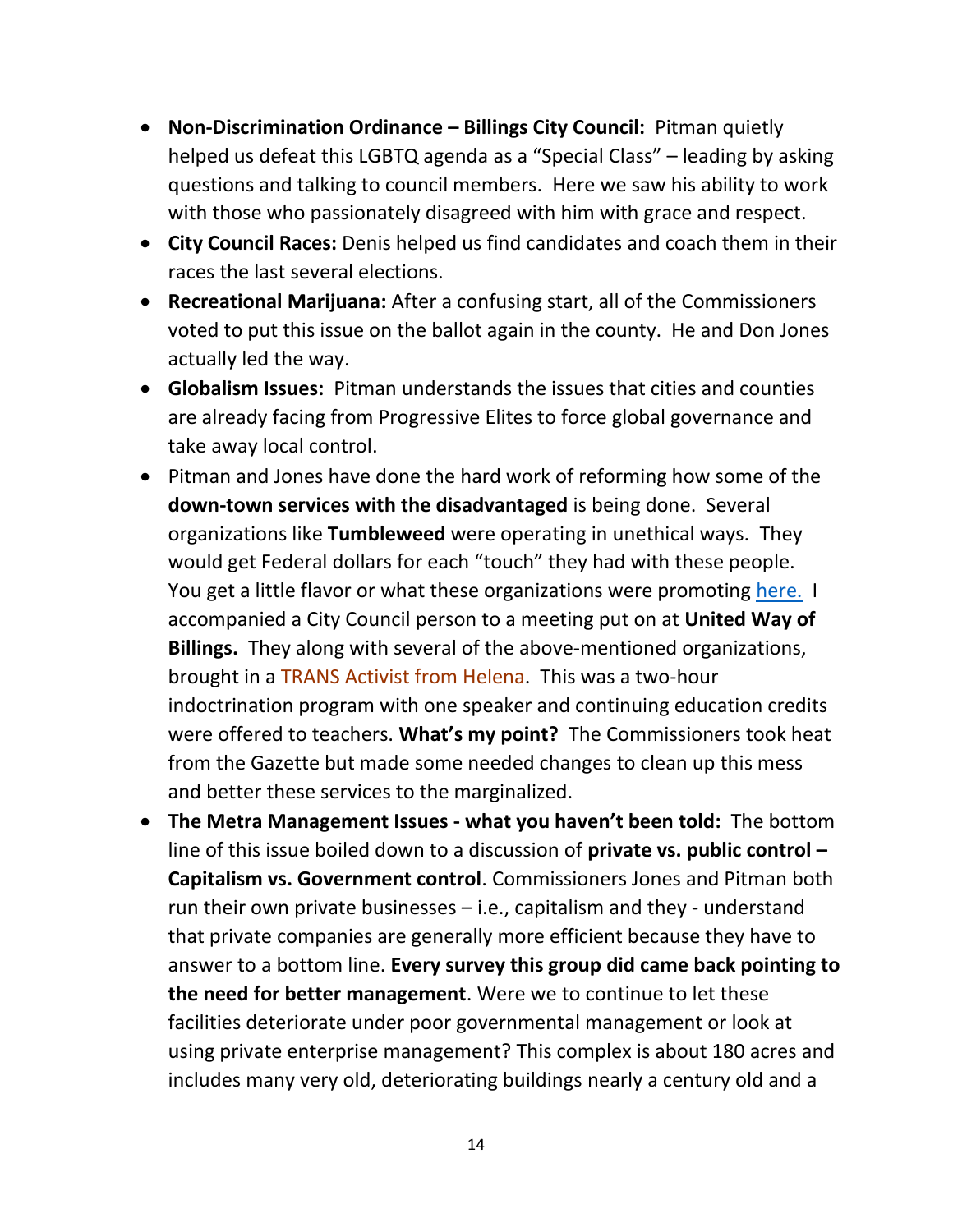- **Non-Discrimination Ordinance – Billings City Council:** Pitman quietly helped us defeat this LGBTQ agenda as a "Special Class" – leading by asking questions and talking to council members. Here we saw his ability to work with those who passionately disagreed with him with grace and respect.
- **City Council Races:** Denis helped us find candidates and coach them in their races the last several elections.
- **Recreational Marijuana:** After a confusing start, all of the Commissioners voted to put this issue on the ballot again in the county. He and Don Jones actually led the way.
- **Globalism Issues:** Pitman understands the issues that cities and counties are already facing from Progressive Elites to force global governance and take away local control.
- Pitman and Jones have done the hard work of reforming how some of the **down-town services with the disadvantaged** is being done. Several organizations like **Tumbleweed** were operating in unethical ways. They would get Federal dollars for each "touch" they had with these people. You get a little flavor or what these organizations were promoting here. I accompanied a City Council person to a meeting put on at **United Way of Billings.** They along with several of the above-mentioned organizations, brought in a TRANS Activist from Helena. This was a two-hour indoctrination program with one speaker and continuing education credits were offered to teachers. **What's my point?** The Commissioners took heat from the Gazette but made some needed changes to clean up this mess and better these services to the marginalized.
- **The Metra Management Issues - what you haven't been told:** The bottom line of this issue boiled down to a discussion of **private vs. public control – Capitalism vs. Government control**. Commissioners Jones and Pitman both run their own private businesses – i.e., capitalism and they - understand that private companies are generally more efficient because they have to answer to a bottom line. **Every survey this group did came back pointing to the need for better management**. Were we to continue to let these facilities deteriorate under poor governmental management or look at using private enterprise management? This complex is about 180 acres and includes many very old, deteriorating buildings nearly a century old and a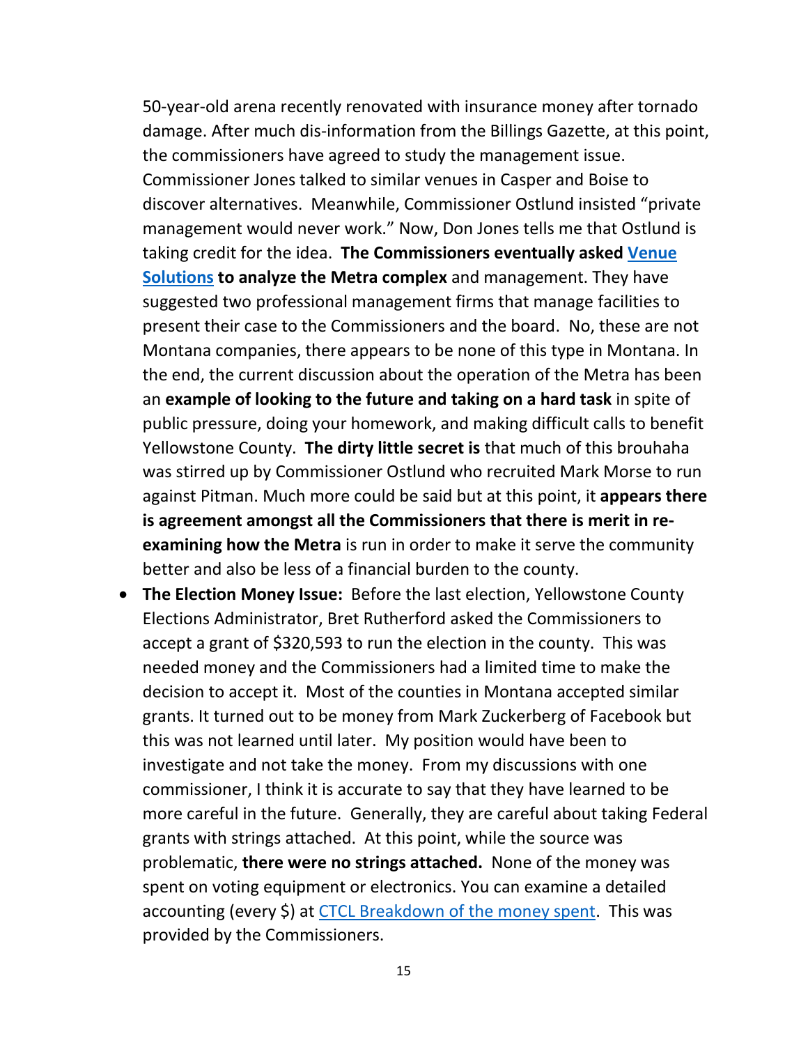50-year-old arena recently renovated with insurance money after tornado damage. After much dis-information from the Billings Gazette, at this point, the commissioners have agreed to study the management issue. Commissioner Jones talked to similar venues in Casper and Boise to discover alternatives. Meanwhile, Commissioner Ostlund insisted "private management would never work." Now, Don Jones tells me that Ostlund is taking credit for the idea. **The Commissioners eventually asked [Venue Solutions](#) to analyze the Metra complex** and management. They have suggested two professional management firms that manage facilities to present their case to the Commissioners and the board. No, these are not Montana companies, there appears to be none of this type in Montana. In the end, the current discussion about the operation of the Metra has been an **example of looking to the future and taking on a hard task** in spite of public pressure, doing your homework, and making difficult calls to benefit Yellowstone County. **The dirty little secret is** that much of this brouhaha was stirred up by Commissioner Ostlund who recruited Mark Morse to run against Pitman. Much more could be said but at this point, it **appears there is agreement amongst all the Commissioners that there is merit in re-examining how the Metra** is run in order to make it serve the community better and also be less of a financial burden to the county.

- **The Election Money Issue:** Before the last election, Yellowstone County Elections Administrator, Bret Rutherford asked the Commissioners to accept a grant of $320,593 to run the election in the county. This was needed money and the Commissioners had a limited time to make the decision to accept it. Most of the counties in Montana accepted similar grants. It turned out to be money from Mark Zuckerberg of Facebook but this was not learned until later. My position would have been to investigate and not take the money. From my discussions with one commissioner, I think it is accurate to say that they have learned to be more careful in the future. Generally, they are careful about taking Federal grants with strings attached. At this point, while the source was problematic, **there were no strings attached.** None of the money was spent on voting equipment or electronics. You can examine a detailed accounting (every $) at [CTCL Breakdown of the money spent](#). This was provided by the Commissioners.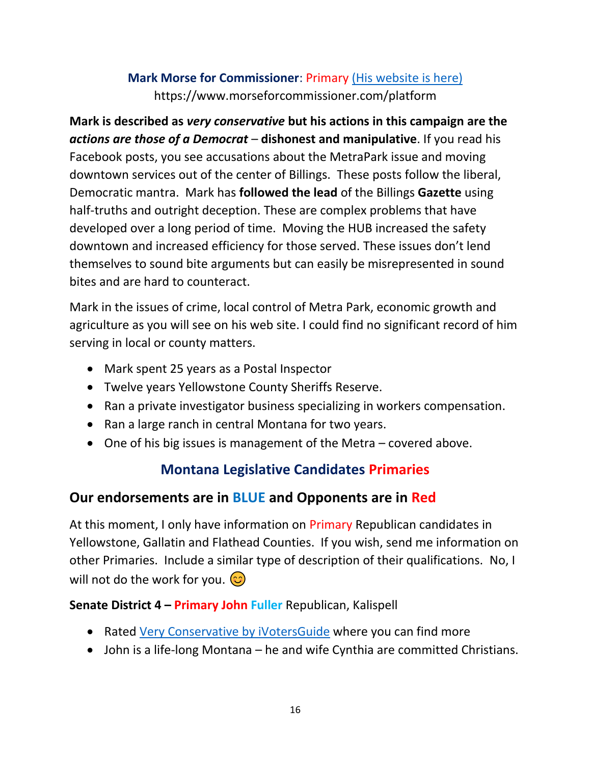**Mark Morse for Commissioner**: Primary [(His website is here)](https://www.morseforcommissioner.com/platform)
https://www.morseforcommissioner.com/platform

**Mark is described as *very conservative* but his actions in this campaign are the *actions are those of a Democrat* – dishonest and manipulative**. If you read his Facebook posts, you see accusations about the MetraPark issue and moving downtown services out of the center of Billings. These posts follow the liberal, Democratic mantra. Mark has **followed the lead** of the Billings **Gazette** using half-truths and outright deception. These are complex problems that have developed over a long period of time. Moving the HUB increased the safety downtown and increased efficiency for those served. These issues don't lend themselves to sound bite arguments but can easily be misrepresented in sound bites and are hard to counteract.

Mark in the issues of crime, local control of Metra Park, economic growth and agriculture as you will see on his web site. I could find no significant record of him serving in local or county matters.

- Mark spent 25 years as a Postal Inspector
- Twelve years Yellowstone County Sheriffs Reserve.
- Ran a private investigator business specializing in workers compensation.
- Ran a large ranch in central Montana for two years.
- One of his big issues is management of the Metra – covered above.

## Montana Legislative Candidates Primaries

### Our endorsements are in BLUE and Opponents are in Red

At this moment, I only have information on Primary Republican candidates in Yellowstone, Gallatin and Flathead Counties. If you wish, send me information on other Primaries. Include a similar type of description of their qualifications. No, I will not do the work for you. 😊

**Senate District 4 – Primary John Fuller** Republican, Kalispell

- Rated Very Conservative by iVotersGuide where you can find more
- John is a life-long Montana – he and wife Cynthia are committed Christians.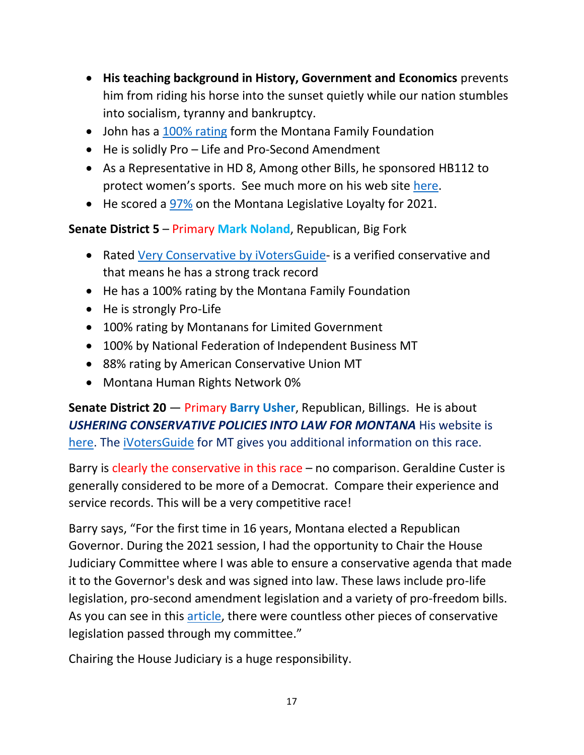- **His teaching background in History, Government and Economics** prevents him from riding his horse into the sunset quietly while our nation stumbles into socialism, tyranny and bankruptcy.
- John has a 100% rating form the Montana Family Foundation
- He is solidly Pro – Life and Pro-Second Amendment
- As a Representative in HD 8, Among other Bills, he sponsored HB112 to protect women's sports. See much more on his web site here.
- He scored a 97% on the Montana Legislative Loyalty for 2021.

**Senate District 5** – Primary **Mark Noland**, Republican, Big Fork

- Rated Very Conservative by iVotersGuide- is a verified conservative and that means he has a strong track record
- He has a 100% rating by the Montana Family Foundation
- He is strongly Pro-Life
- 100% rating by Montanans for Limited Government
- 100% by National Federation of Independent Business MT
- 88% rating by American Conservative Union MT
- Montana Human Rights Network 0%

**Senate District 20** — Primary **Barry Usher**, Republican, Billings. He is about ***USHERING CONSERVATIVE POLICIES INTO LAW FOR MONTANA*** His website is here. The iVotersGuide for MT gives you additional information on this race.

Barry is clearly the conservative in this race – no comparison. Geraldine Custer is generally considered to be more of a Democrat. Compare their experience and service records. This will be a very competitive race!

Barry says, "For the first time in 16 years, Montana elected a Republican Governor. During the 2021 session, I had the opportunity to Chair the House Judiciary Committee where I was able to ensure a conservative agenda that made it to the Governor's desk and was signed into law. These laws include pro-life legislation, pro-second amendment legislation and a variety of pro-freedom bills. As you can see in this article, there were countless other pieces of conservative legislation passed through my committee."

Chairing the House Judiciary is a huge responsibility.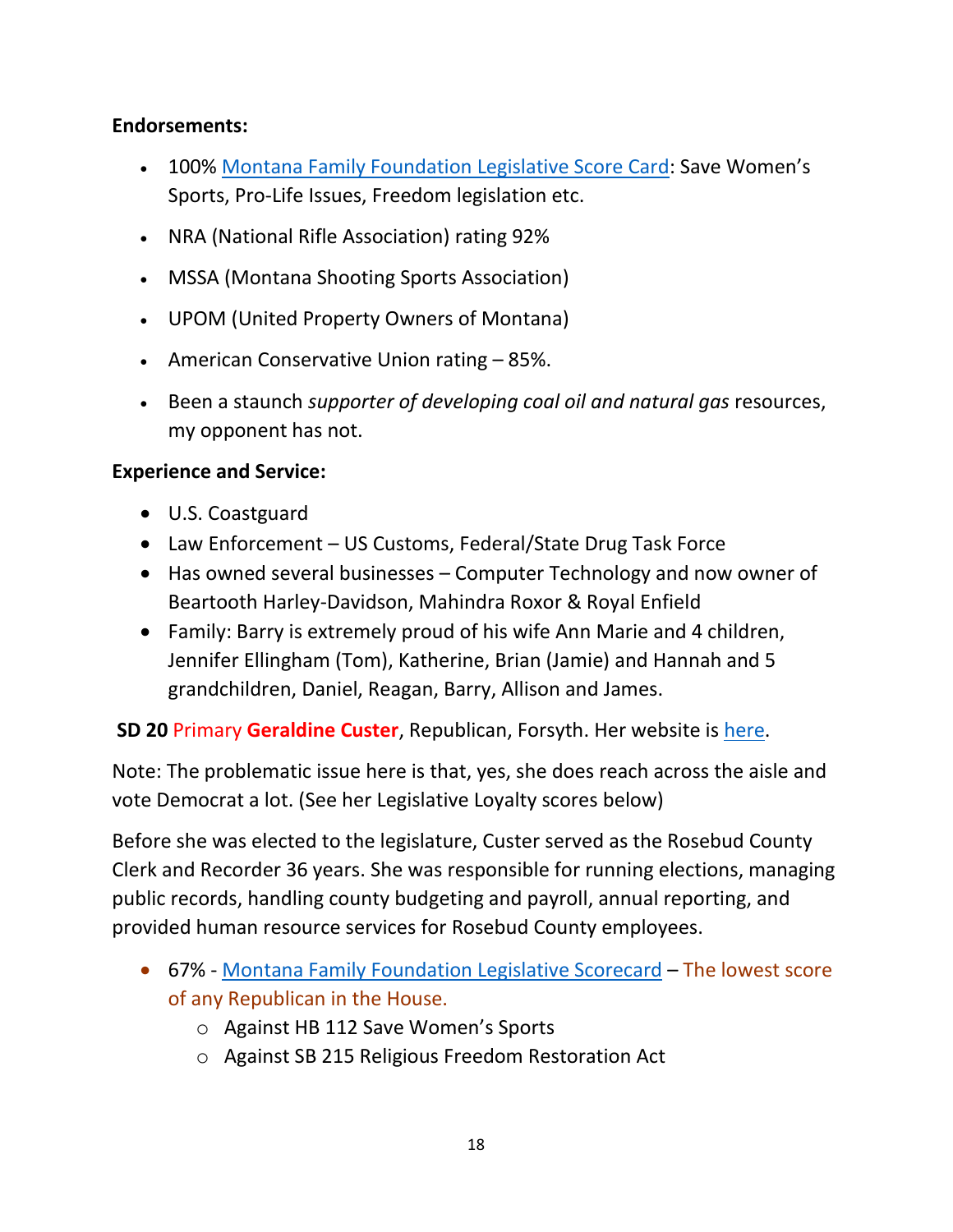**Endorsements:**

- 100% [Montana Family Foundation Legislative Score Card](): Save Women's Sports, Pro-Life Issues, Freedom legislation etc.
- NRA (National Rifle Association) rating 92%
- MSSA (Montana Shooting Sports Association)
- UPOM (United Property Owners of Montana)
- American Conservative Union rating – 85%.
- Been a staunch *supporter of developing coal oil and natural gas* resources, my opponent has not.

**Experience and Service:**

- U.S. Coastguard
- Law Enforcement – US Customs, Federal/State Drug Task Force
- Has owned several businesses – Computer Technology and now owner of Beartooth Harley-Davidson, Mahindra Roxor & Royal Enfield
- Family: Barry is extremely proud of his wife Ann Marie and 4 children, Jennifer Ellingham (Tom), Katherine, Brian (Jamie) and Hannah and 5 grandchildren, Daniel, Reagan, Barry, Allison and James.

**SD 20** Primary **Geraldine Custer**, Republican, Forsyth. Her website is [here]().

Note: The problematic issue here is that, yes, she does reach across the aisle and vote Democrat a lot. (See her Legislative Loyalty scores below)

Before she was elected to the legislature, Custer served as the Rosebud County Clerk and Recorder 36 years. She was responsible for running elections, managing public records, handling county budgeting and payroll, annual reporting, and provided human resource services for Rosebud County employees.

- 67% - [Montana Family Foundation Legislative Scorecard]() – The lowest score of any Republican in the House.
  - Against HB 112 Save Women's Sports
  - Against SB 215 Religious Freedom Restoration Act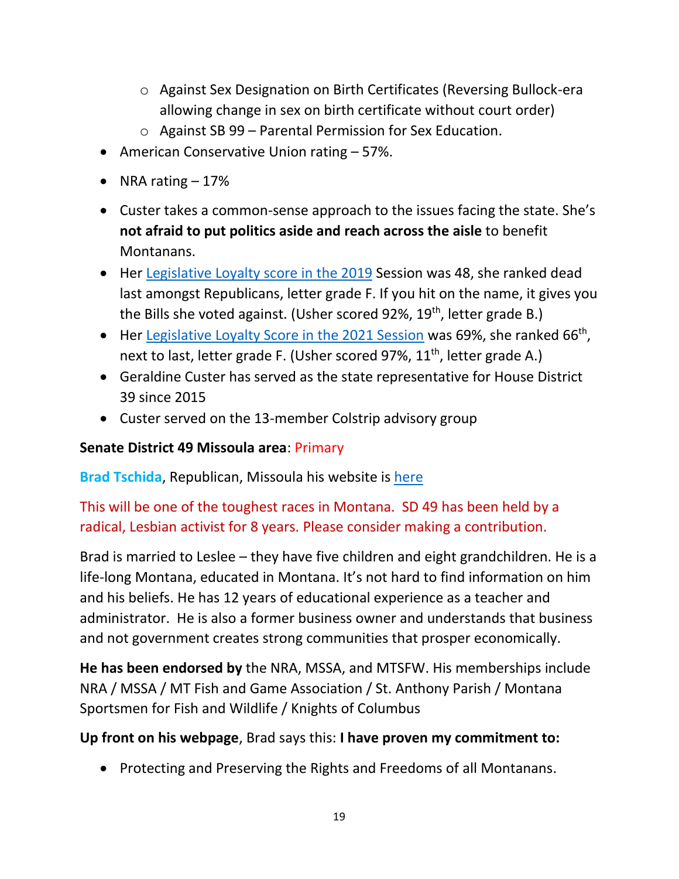- Against Sex Designation on Birth Certificates (Reversing Bullock-era allowing change in sex on birth certificate without court order)
    - Against SB 99 – Parental Permission for Sex Education.
- American Conservative Union rating – 57%.
- NRA rating – 17%
- Custer takes a common-sense approach to the issues facing the state. She's **not afraid to put politics aside and reach across the aisle** to benefit Montanans.
- Her [Legislative Loyalty score in the 2019](#) Session was 48, she ranked dead last amongst Republicans, letter grade F. If you hit on the name, it gives you the Bills she voted against. (Usher scored 92%, 19th, letter grade B.)
- Her [Legislative Loyalty Score in the 2021 Session](#) was 69%, she ranked 66th, next to last, letter grade F. (Usher scored 97%, 11th, letter grade A.)
- Geraldine Custer has served as the state representative for House District 39 since 2015
- Custer served on the 13-member Colstrip advisory group

**Senate District 49 Missoula area**: Primary

**Brad Tschida**, Republican, Missoula his website is [here](#)

This will be one of the toughest races in Montana. SD 49 has been held by a radical, Lesbian activist for 8 years. Please consider making a contribution.

Brad is married to Leslee – they have five children and eight grandchildren. He is a life-long Montana, educated in Montana. It's not hard to find information on him and his beliefs. He has 12 years of educational experience as a teacher and administrator. He is also a former business owner and understands that business and not government creates strong communities that prosper economically.

**He has been endorsed by** the NRA, MSSA, and MTSFW. His memberships include NRA / MSSA / MT Fish and Game Association / St. Anthony Parish / Montana Sportsmen for Fish and Wildlife / Knights of Columbus

**Up front on his webpage**, Brad says this: **I have proven my commitment to:**

- Protecting and Preserving the Rights and Freedoms of all Montanans.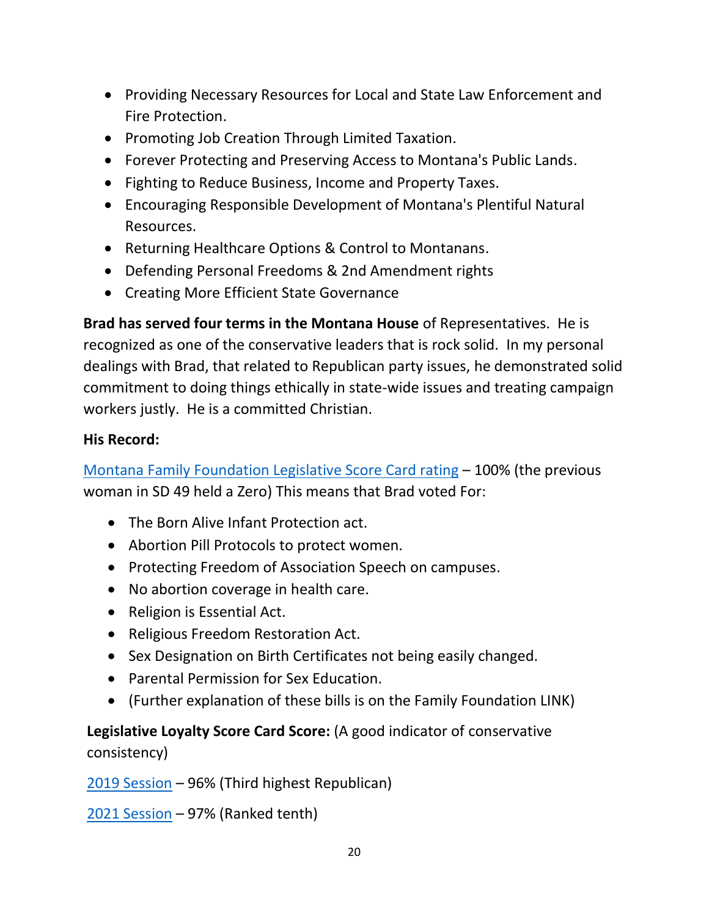- Providing Necessary Resources for Local and State Law Enforcement and Fire Protection.
- Promoting Job Creation Through Limited Taxation.
- Forever Protecting and Preserving Access to Montana's Public Lands.
- Fighting to Reduce Business, Income and Property Taxes.
- Encouraging Responsible Development of Montana's Plentiful Natural Resources.
- Returning Healthcare Options & Control to Montanans.
- Defending Personal Freedoms & 2nd Amendment rights
- Creating More Efficient State Governance

**Brad has served four terms in the Montana House** of Representatives. He is recognized as one of the conservative leaders that is rock solid. In my personal dealings with Brad, that related to Republican party issues, he demonstrated solid commitment to doing things ethically in state-wide issues and treating campaign workers justly. He is a committed Christian.

**His Record:**

Montana Family Foundation Legislative Score Card rating – 100% (the previous woman in SD 49 held a Zero) This means that Brad voted For:

- The Born Alive Infant Protection act.
- Abortion Pill Protocols to protect women.
- Protecting Freedom of Association Speech on campuses.
- No abortion coverage in health care.
- Religion is Essential Act.
- Religious Freedom Restoration Act.
- Sex Designation on Birth Certificates not being easily changed.
- Parental Permission for Sex Education.
- (Further explanation of these bills is on the Family Foundation LINK)

**Legislative Loyalty Score Card Score:** (A good indicator of conservative consistency)

2019 Session – 96% (Third highest Republican)

2021 Session – 97% (Ranked tenth)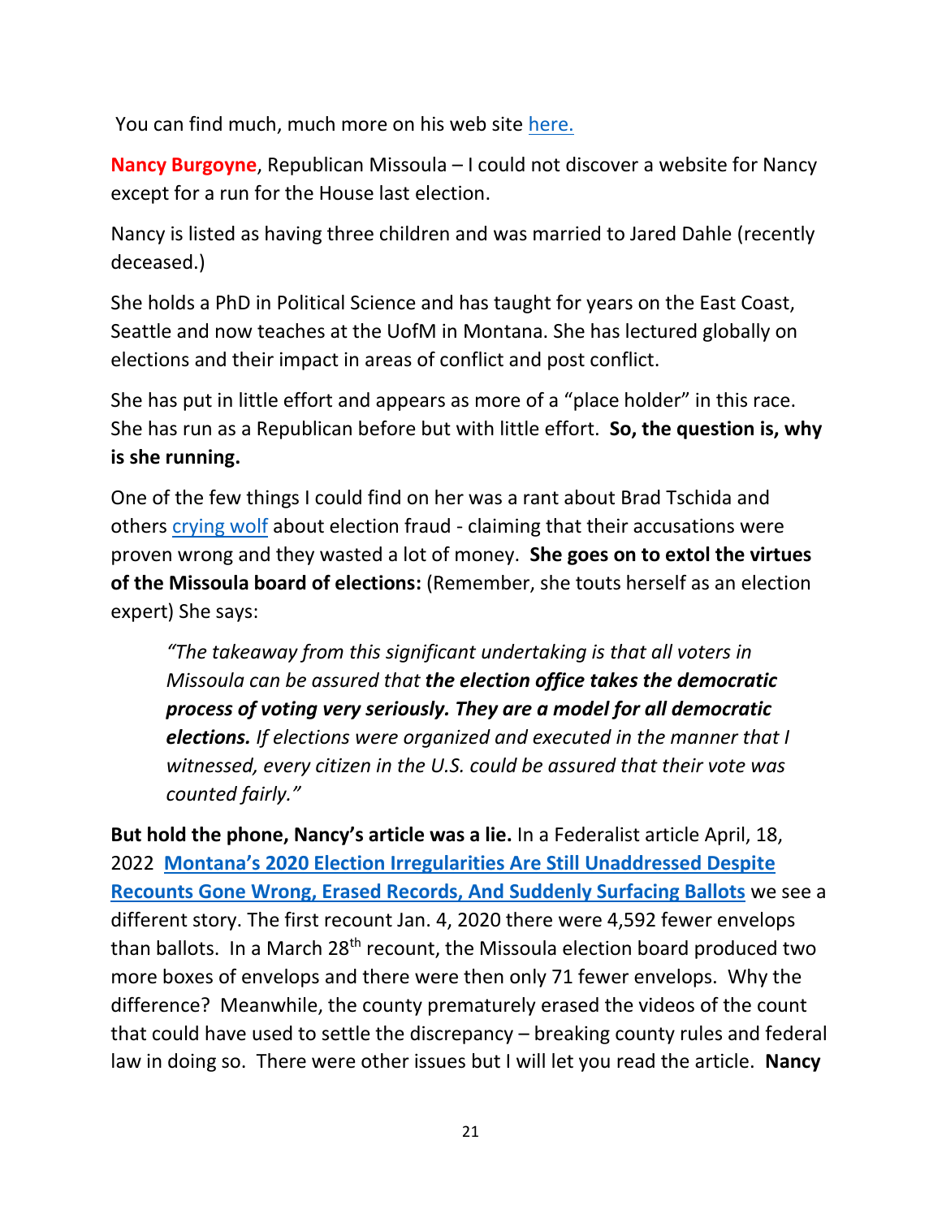You can find much, much more on his web site here.

**Nancy Burgoyne**, Republican Missoula – I could not discover a website for Nancy except for a run for the House last election.

Nancy is listed as having three children and was married to Jared Dahle (recently deceased.)

She holds a PhD in Political Science and has taught for years on the East Coast, Seattle and now teaches at the UofM in Montana. She has lectured globally on elections and their impact in areas of conflict and post conflict.

She has put in little effort and appears as more of a "place holder" in this race. She has run as a Republican before but with little effort. **So, the question is, why is she running.**

One of the few things I could find on her was a rant about Brad Tschida and others crying wolf about election fraud - claiming that their accusations were proven wrong and they wasted a lot of money. **She goes on to extol the virtues of the Missoula board of elections:** (Remember, she touts herself as an election expert) She says:

> *"The takeaway from this significant undertaking is that all voters in Missoula can be assured that **the election office takes the democratic process of voting very seriously. They are a model for all democratic elections.** If elections were organized and executed in the manner that I witnessed, every citizen in the U.S. could be assured that their vote was counted fairly."*

**But hold the phone, Nancy's article was a lie.** In a Federalist article April, 18, 2022 **Montana's 2020 Election Irregularities Are Still Unaddressed Despite Recounts Gone Wrong, Erased Records, And Suddenly Surfacing Ballots** we see a different story. The first recount Jan. 4, 2020 there were 4,592 fewer envelops than ballots. In a March 28th recount, the Missoula election board produced two more boxes of envelops and there were then only 71 fewer envelops. Why the difference? Meanwhile, the county prematurely erased the videos of the count that could have used to settle the discrepancy – breaking county rules and federal law in doing so. There were other issues but I will let you read the article. **Nancy**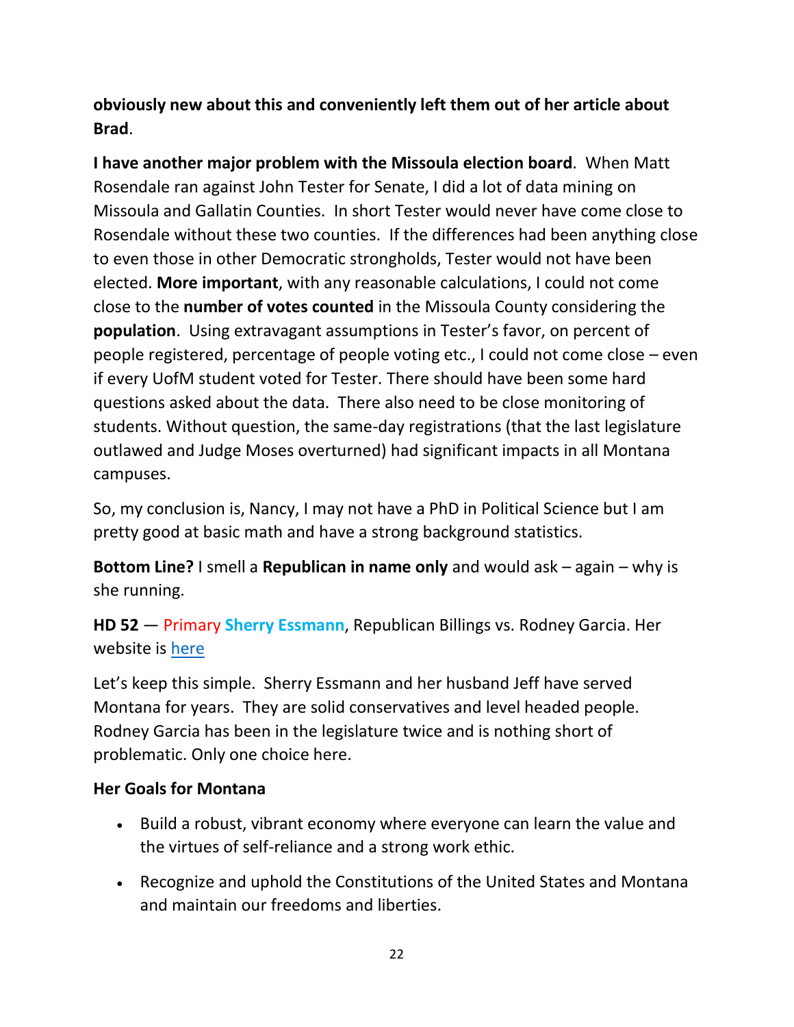**obviously new about this and conveniently left them out of her article about Brad**.

**I have another major problem with the Missoula election board**. When Matt Rosendale ran against John Tester for Senate, I did a lot of data mining on Missoula and Gallatin Counties. In short Tester would never have come close to Rosendale without these two counties. If the differences had been anything close to even those in other Democratic strongholds, Tester would not have been elected. **More important**, with any reasonable calculations, I could not come close to the **number of votes counted** in the Missoula County considering the **population**. Using extravagant assumptions in Tester's favor, on percent of people registered, percentage of people voting etc., I could not come close – even if every UofM student voted for Tester. There should have been some hard questions asked about the data. There also need to be close monitoring of students. Without question, the same-day registrations (that the last legislature outlawed and Judge Moses overturned) had significant impacts in all Montana campuses.

So, my conclusion is, Nancy, I may not have a PhD in Political Science but I am pretty good at basic math and have a strong background statistics.

**Bottom Line?** I smell a **Republican in name only** and would ask – again – why is she running.

**HD 52** — Primary **Sherry Essmann**, Republican Billings vs. Rodney Garcia. Her website is here

Let's keep this simple. Sherry Essmann and her husband Jeff have served Montana for years. They are solid conservatives and level headed people. Rodney Garcia has been in the legislature twice and is nothing short of problematic. Only one choice here.

**Her Goals for Montana**

- Build a robust, vibrant economy where everyone can learn the value and the virtues of self-reliance and a strong work ethic.
- Recognize and uphold the Constitutions of the United States and Montana and maintain our freedoms and liberties.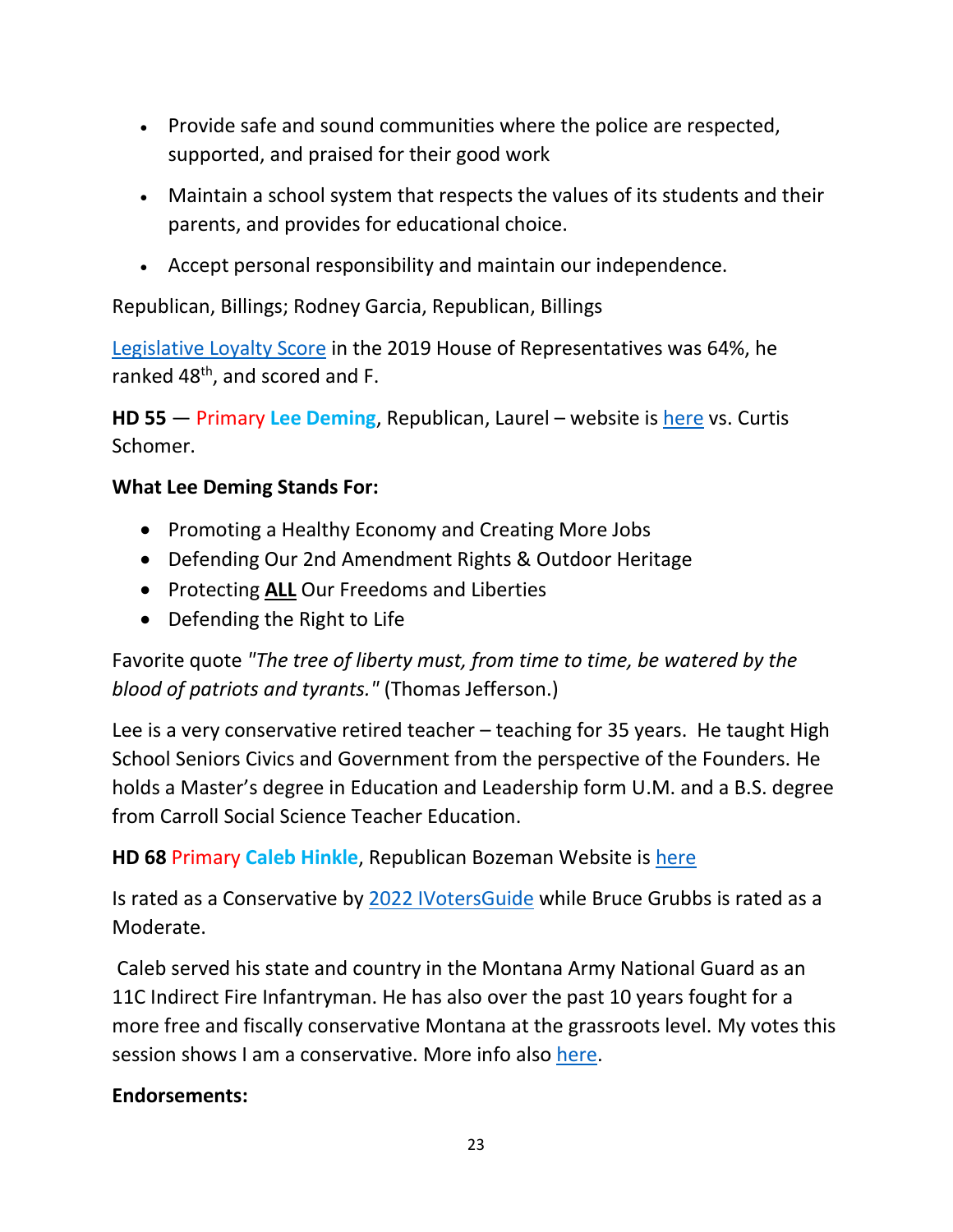- Provide safe and sound communities where the police are respected, supported, and praised for their good work
- Maintain a school system that respects the values of its students and their parents, and provides for educational choice.
- Accept personal responsibility and maintain our independence.

Republican, Billings; Rodney Garcia, Republican, Billings

Legislative Loyalty Score in the 2019 House of Representatives was 64%, he ranked 48th, and scored and F.

**HD 55** — Primary **Lee Deming**, Republican, Laurel – website is here vs. Curtis Schomer.

**What Lee Deming Stands For:**

- Promoting a Healthy Economy and Creating More Jobs
- Defending Our 2nd Amendment Rights & Outdoor Heritage
- Protecting **ALL** Our Freedoms and Liberties
- Defending the Right to Life

Favorite quote *"The tree of liberty must, from time to time, be watered by the blood of patriots and tyrants."* (Thomas Jefferson.)

Lee is a very conservative retired teacher – teaching for 35 years. He taught High School Seniors Civics and Government from the perspective of the Founders. He holds a Master's degree in Education and Leadership form U.M. and a B.S. degree from Carroll Social Science Teacher Education.

**HD 68** Primary **Caleb Hinkle**, Republican Bozeman Website is here

Is rated as a Conservative by 2022 IVotersGuide while Bruce Grubbs is rated as a Moderate.

Caleb served his state and country in the Montana Army National Guard as an 11C Indirect Fire Infantryman. He has also over the past 10 years fought for a more free and fiscally conservative Montana at the grassroots level. My votes this session shows I am a conservative. More info also here.

**Endorsements:**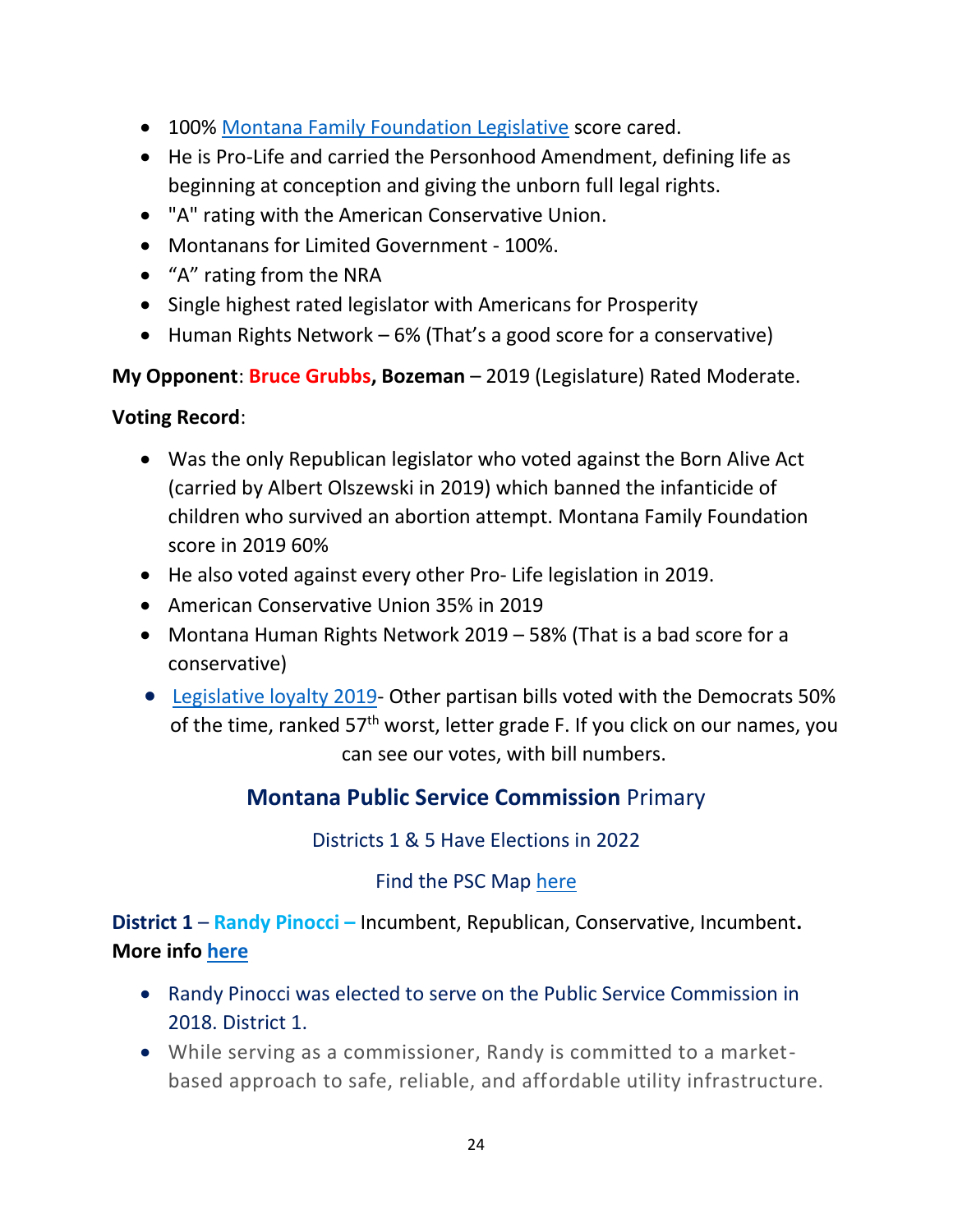- 100% Montana Family Foundation Legislative score cared.
- He is Pro-Life and carried the Personhood Amendment, defining life as beginning at conception and giving the unborn full legal rights.
- "A" rating with the American Conservative Union.
- Montanans for Limited Government - 100%.
- "A" rating from the NRA
- Single highest rated legislator with Americans for Prosperity
- Human Rights Network – 6% (That's a good score for a conservative)

**My Opponent**: **Bruce Grubbs, Bozeman** – 2019 (Legislature) Rated Moderate.

**Voting Record**:

- Was the only Republican legislator who voted against the Born Alive Act (carried by Albert Olszewski in 2019) which banned the infanticide of children who survived an abortion attempt. Montana Family Foundation score in 2019 60%
- He also voted against every other Pro- Life legislation in 2019.
- American Conservative Union 35% in 2019
- Montana Human Rights Network 2019 – 58% (That is a bad score for a conservative)
- Legislative loyalty 2019- Other partisan bills voted with the Democrats 50% of the time, ranked 57th worst, letter grade F. If you click on our names, you can see our votes, with bill numbers.

## Montana Public Service Commission Primary

Districts 1 & 5 Have Elections in 2022

Find the PSC Map here

**District 1** – **Randy Pinocci –** Incumbent, Republican, Conservative, Incumbent**.** **More info here**

- Randy Pinocci was elected to serve on the Public Service Commission in 2018. District 1.
- While serving as a commissioner, Randy is committed to a market-based approach to safe, reliable, and affordable utility infrastructure.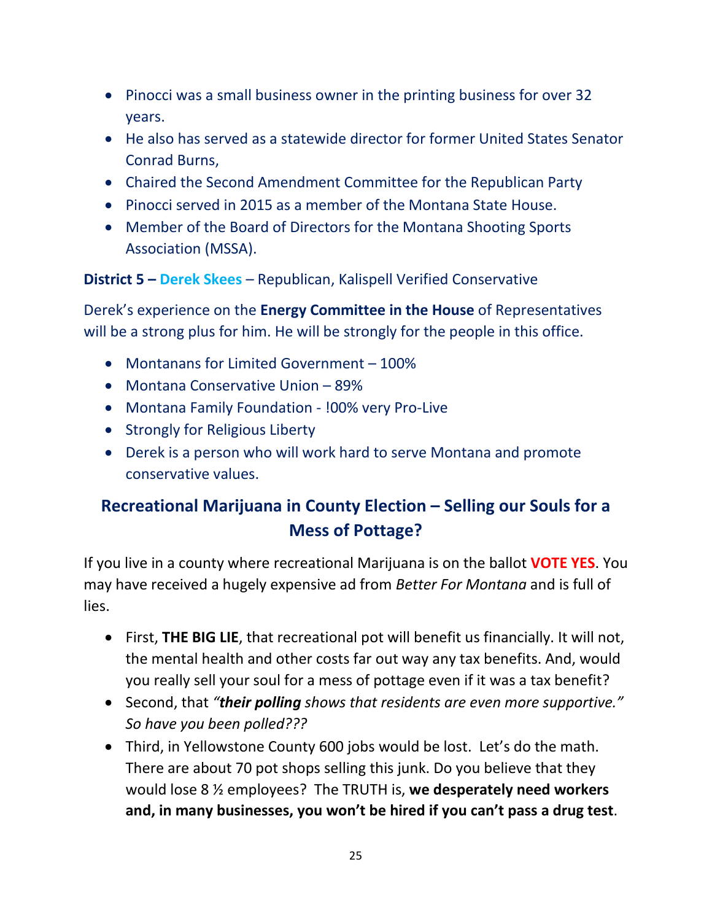- Pinocci was a small business owner in the printing business for over 32 years.
- He also has served as a statewide director for former United States Senator Conrad Burns,
- Chaired the Second Amendment Committee for the Republican Party
- Pinocci served in 2015 as a member of the Montana State House.
- Member of the Board of Directors for the Montana Shooting Sports Association (MSSA).

**District 5 – Derek Skees** – Republican, Kalispell Verified Conservative

Derek's experience on the **Energy Committee in the House** of Representatives will be a strong plus for him. He will be strongly for the people in this office.

- Montanans for Limited Government – 100%
- Montana Conservative Union – 89%
- Montana Family Foundation - !00% very Pro-Live
- Strongly for Religious Liberty
- Derek is a person who will work hard to serve Montana and promote conservative values.

## Recreational Marijuana in County Election – Selling our Souls for a Mess of Pottage?

If you live in a county where recreational Marijuana is on the ballot **VOTE YES**. You may have received a hugely expensive ad from *Better For Montana* and is full of lies.

- First, **THE BIG LIE**, that recreational pot will benefit us financially. It will not, the mental health and other costs far out way any tax benefits. And, would you really sell your soul for a mess of pottage even if it was a tax benefit?
- Second, that *"**their polling** shows that residents are even more supportive." So have you been polled???*
- Third, in Yellowstone County 600 jobs would be lost. Let's do the math. There are about 70 pot shops selling this junk. Do you believe that they would lose 8 ½ employees? The TRUTH is, **we desperately need workers and, in many businesses, you won't be hired if you can't pass a drug test**.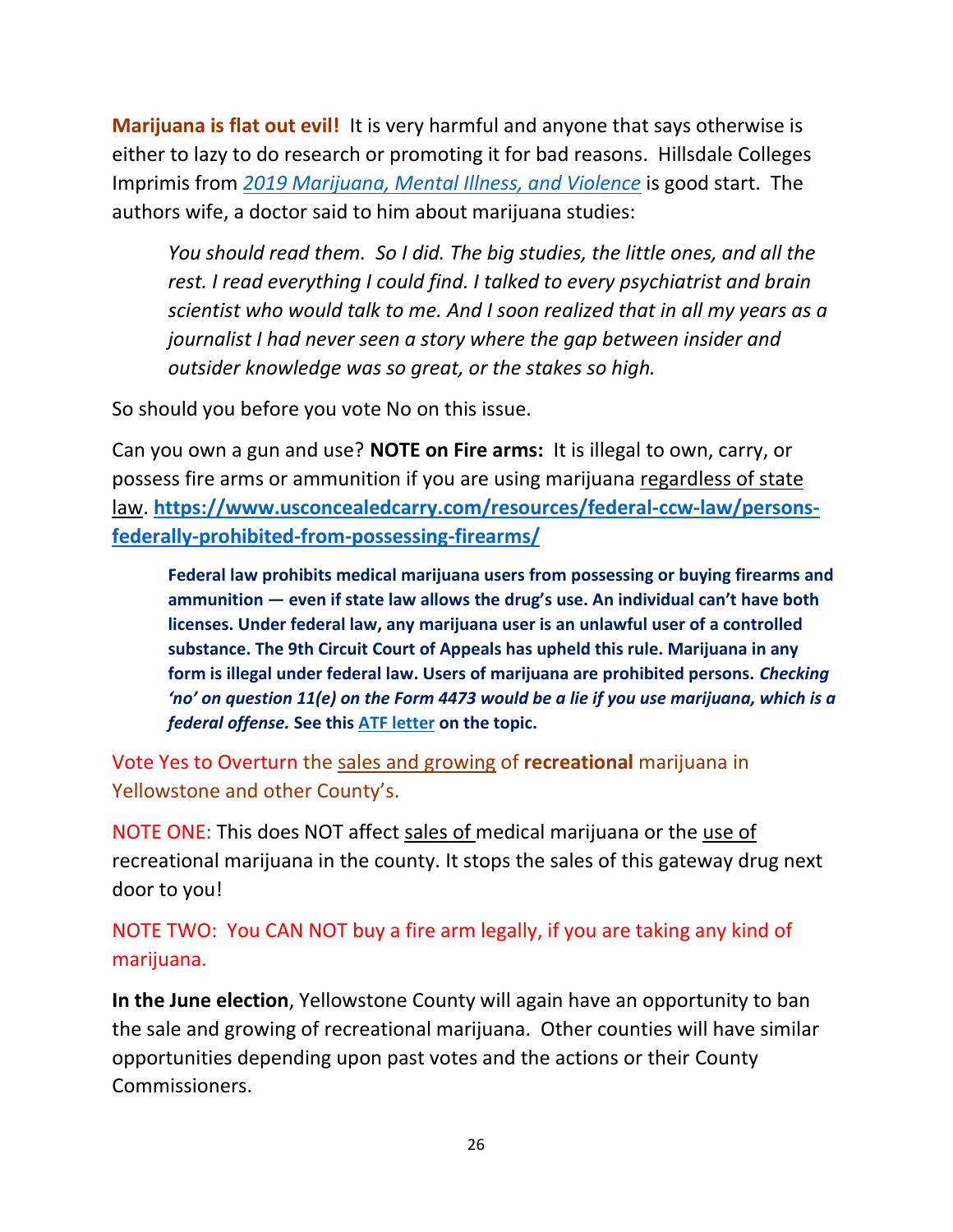**Marijuana is flat out evil!** It is very harmful and anyone that says otherwise is either to lazy to do research or promoting it for bad reasons. Hillsdale Colleges Imprimis from *2019 Marijuana, Mental Illness, and Violence* is good start. The authors wife, a doctor said to him about marijuana studies:

> *You should read them. So I did. The big studies, the little ones, and all the rest. I read everything I could find. I talked to every psychiatrist and brain scientist who would talk to me. And I soon realized that in all my years as a journalist I had never seen a story where the gap between insider and outsider knowledge was so great, or the stakes so high.*

So should you before you vote No on this issue.

Can you own a gun and use? **NOTE on Fire arms:** It is illegal to own, carry, or possess fire arms or ammunition if you are using marijuana regardless of state law. **https://www.usconcealedcarry.com/resources/federal-ccw-law/persons-federally-prohibited-from-possessing-firearms/**

> **Federal law prohibits medical marijuana users from possessing or buying firearms and ammunition — even if state law allows the drug's use. An individual can't have both licenses. Under federal law, any marijuana user is an unlawful user of a controlled substance. The 9th Circuit Court of Appeals has upheld this rule. Marijuana in any form is illegal under federal law. Users of marijuana are prohibited persons. *Checking 'no' on question 11(e) on the Form 4473 would be a lie if you use marijuana, which is a federal offense.* See this ATF letter on the topic.**

Vote Yes to Overturn the sales and growing of **recreational** marijuana in Yellowstone and other County's.

NOTE ONE: This does NOT affect sales of medical marijuana or the use of recreational marijuana in the county. It stops the sales of this gateway drug next door to you!

NOTE TWO: You CAN NOT buy a fire arm legally, if you are taking any kind of marijuana.

**In the June election**, Yellowstone County will again have an opportunity to ban the sale and growing of recreational marijuana. Other counties will have similar opportunities depending upon past votes and the actions or their County Commissioners.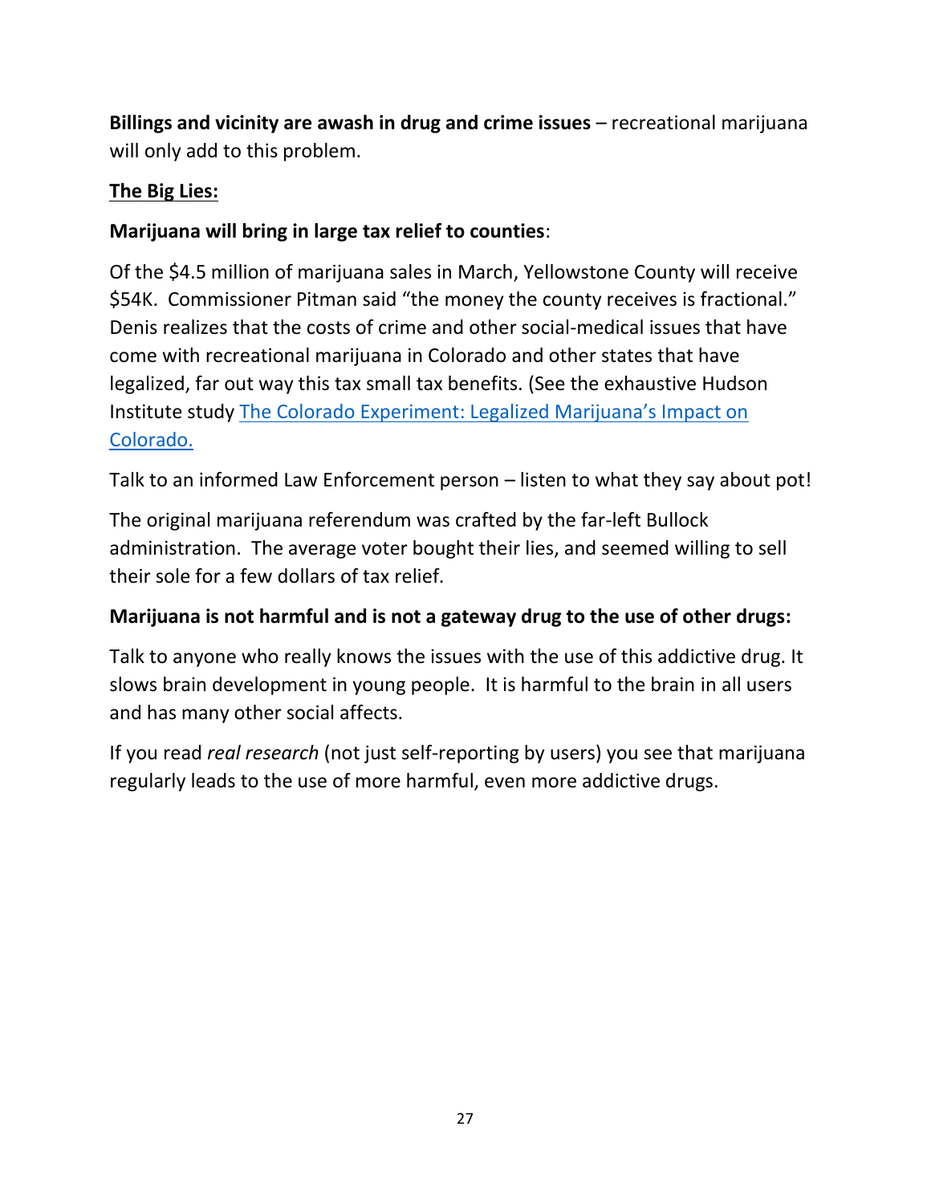**Billings and vicinity are awash in drug and crime issues** – recreational marijuana will only add to this problem.

**The Big Lies:**

**Marijuana will bring in large tax relief to counties**:

Of the $4.5 million of marijuana sales in March, Yellowstone County will receive $54K. Commissioner Pitman said "the money the county receives is fractional." Denis realizes that the costs of crime and other social-medical issues that have come with recreational marijuana in Colorado and other states that have legalized, far out way this tax small tax benefits. (See the exhaustive Hudson Institute study The Colorado Experiment: Legalized Marijuana's Impact on Colorado.

Talk to an informed Law Enforcement person – listen to what they say about pot!

The original marijuana referendum was crafted by the far-left Bullock administration. The average voter bought their lies, and seemed willing to sell their sole for a few dollars of tax relief.

**Marijuana is not harmful and is not a gateway drug to the use of other drugs:**

Talk to anyone who really knows the issues with the use of this addictive drug. It slows brain development in young people. It is harmful to the brain in all users and has many other social affects.

If you read *real research* (not just self-reporting by users) you see that marijuana regularly leads to the use of more harmful, even more addictive drugs.